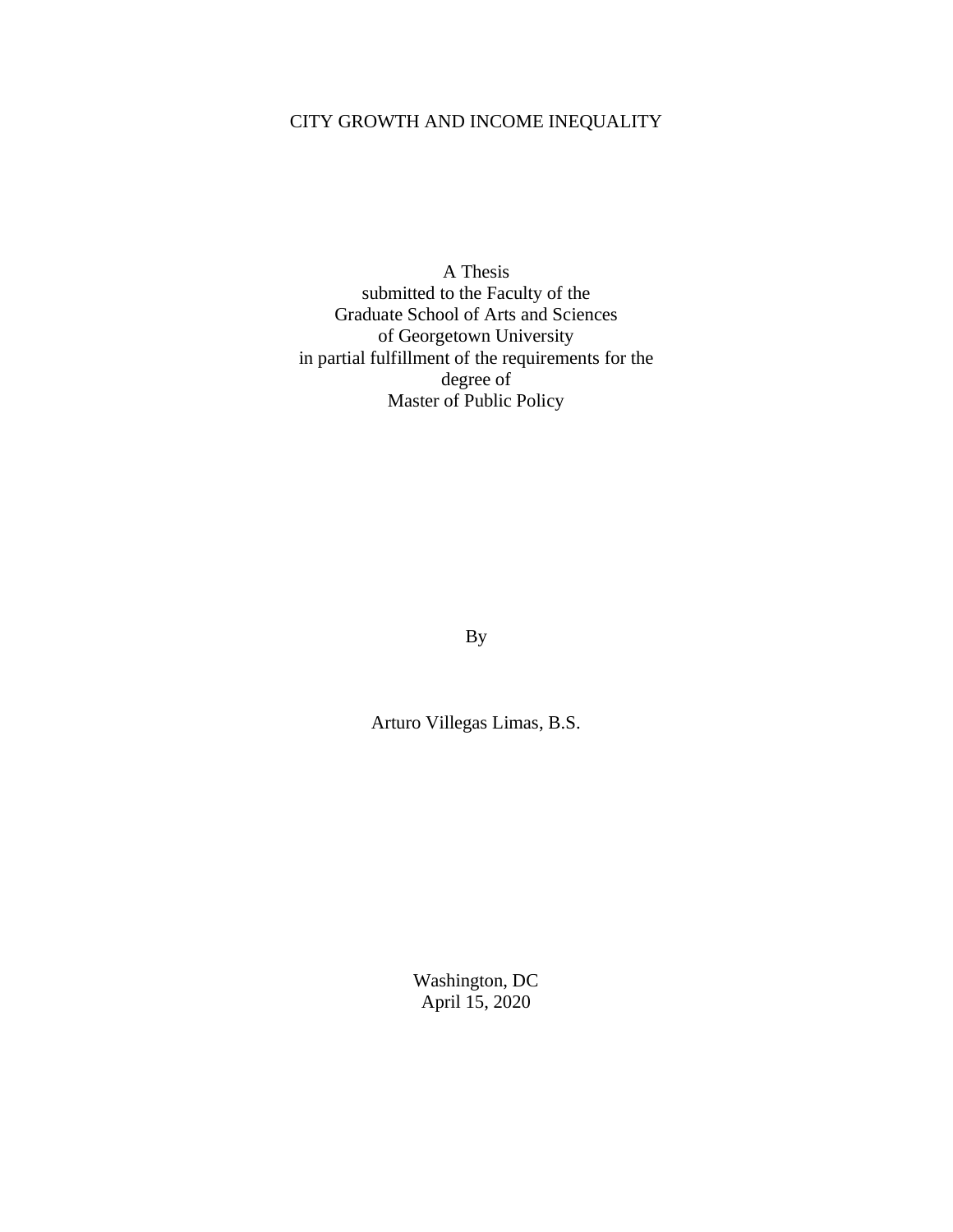# CITY GROWTH AND INCOME INEQUALITY

A Thesis
submitted to the Faculty of the
Graduate School of Arts and Sciences
of Georgetown University
in partial fulfillment of the requirements for the
degree of
Master of Public Policy

By

Arturo Villegas Limas, B.S.

Washington, DC
April 15, 2020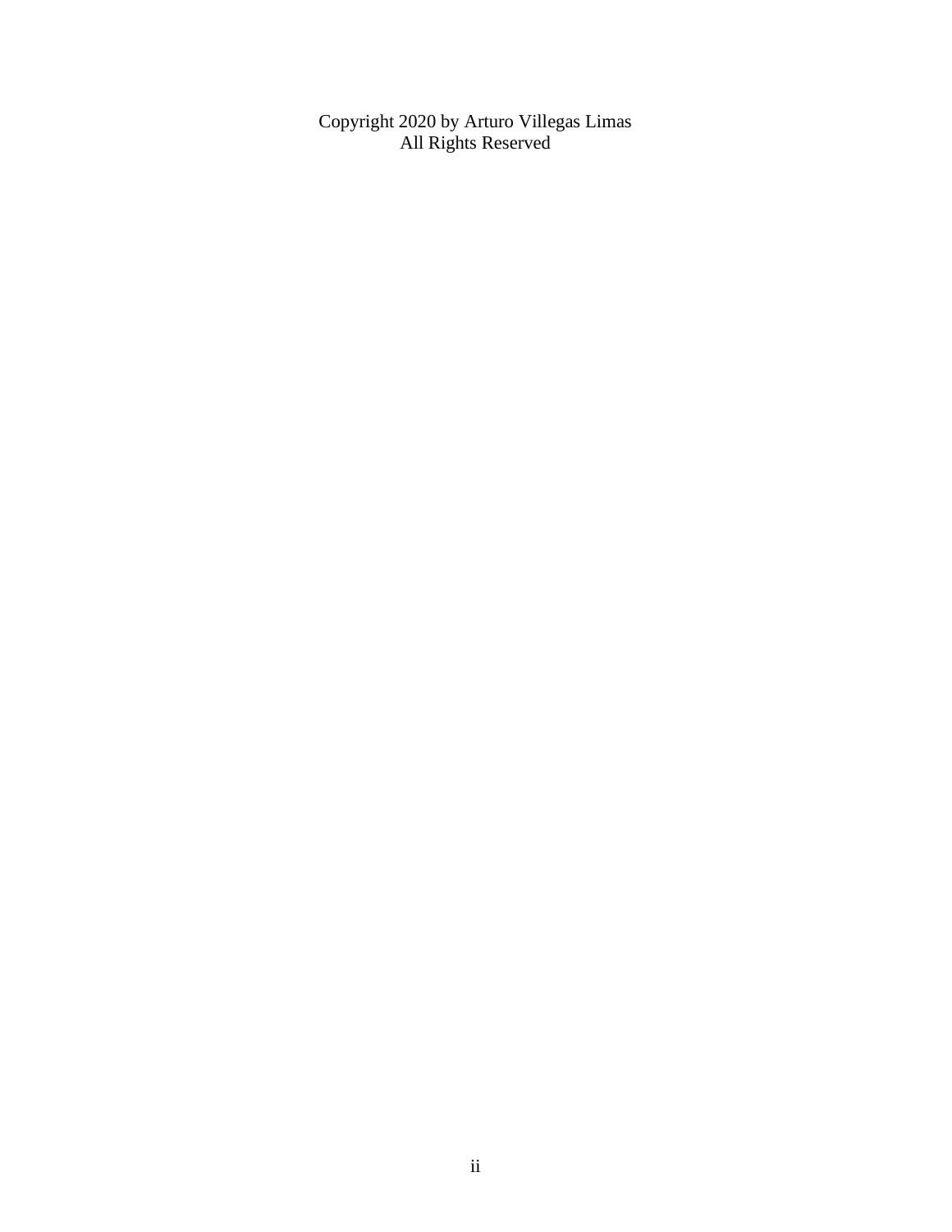Copyright 2020 by Arturo Villegas Limas
All Rights Reserved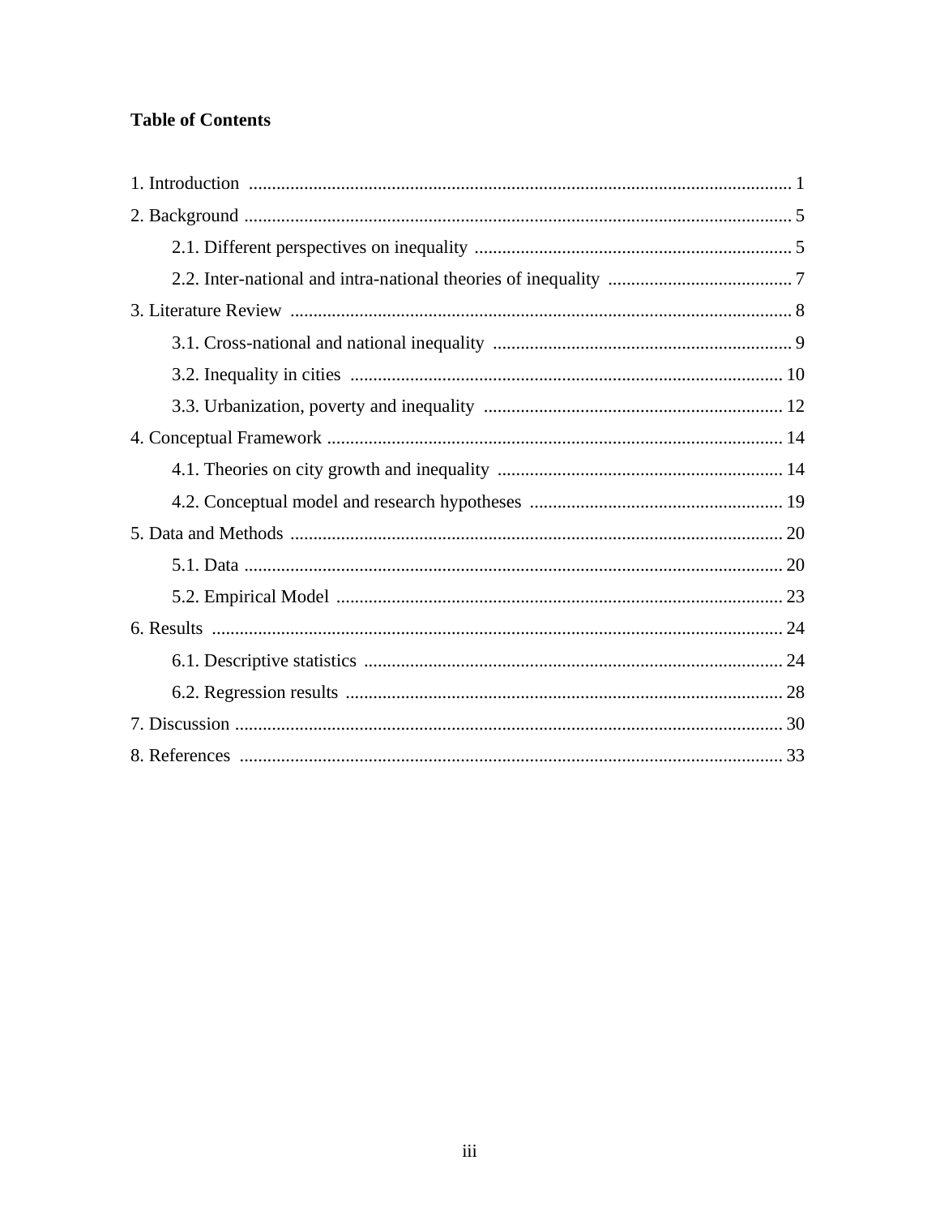**Table of Contents**

1. Introduction ..................................................................................................................... 1

2. Background ...................................................................................................................... 5

    2.1. Different perspectives on inequality ..................................................................... 5

    2.2. Inter-national and intra-national theories of inequality ........................................ 7

3. Literature Review ............................................................................................................ 8

    3.1. Cross-national and national inequality ................................................................. 9

    3.2. Inequality in cities .............................................................................................. 10

    3.3. Urbanization, poverty and inequality ................................................................. 12

4. Conceptual Framework ................................................................................................... 14

    4.1. Theories on city growth and inequality .............................................................. 14

    4.2. Conceptual model and research hypotheses ....................................................... 19

5. Data and Methods ........................................................................................................... 20

    5.1. Data .................................................................................................................... 20

    5.2. Empirical Model ................................................................................................. 23

6. Results ............................................................................................................................ 24

    6.1. Descriptive statistics ........................................................................................... 24

    6.2. Regression results ............................................................................................... 28

7. Discussion ...................................................................................................................... 30

8. References ...................................................................................................................... 33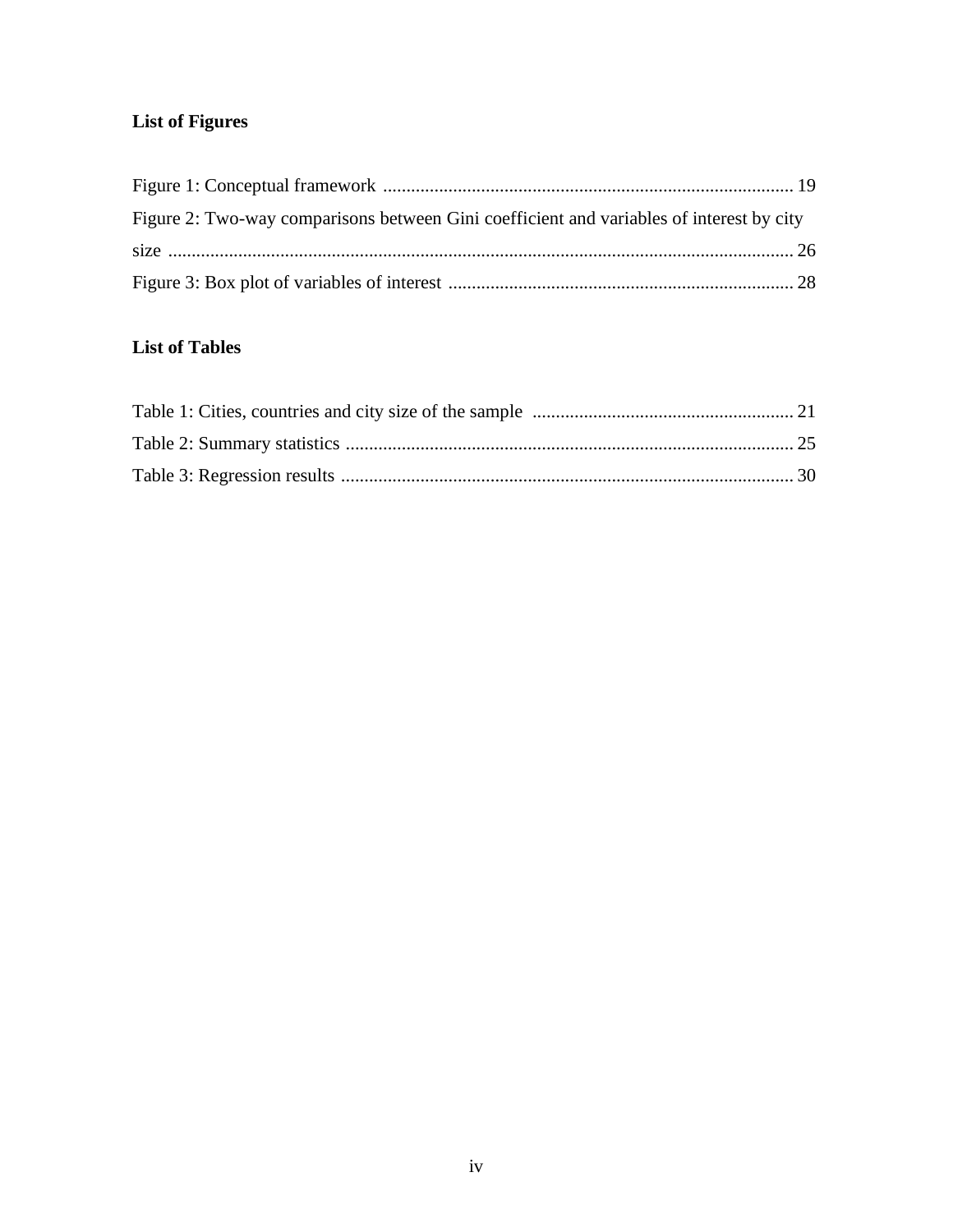## List of Figures

Figure 1: Conceptual framework ........................................................................................ 19

Figure 2: Two-way comparisons between Gini coefficient and variables of interest by city size ..................................................................................................................................... 26

Figure 3: Box plot of variables of interest .......................................................................... 28

## List of Tables

Table 1: Cities, countries and city size of the sample ........................................................ 21

Table 2: Summary statistics ................................................................................................ 25

Table 3: Regression results ................................................................................................. 30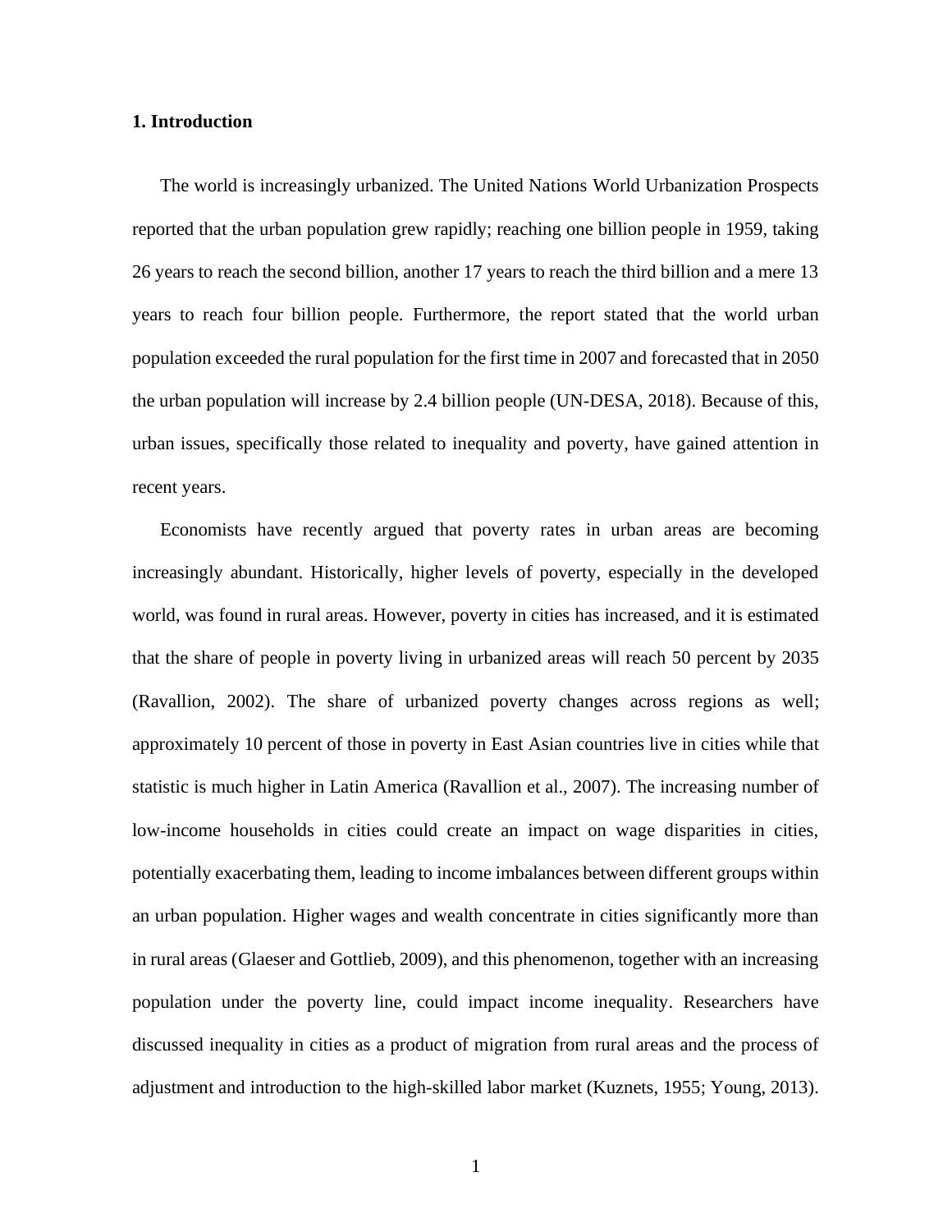## 1. Introduction

The world is increasingly urbanized. The United Nations World Urbanization Prospects reported that the urban population grew rapidly; reaching one billion people in 1959, taking 26 years to reach the second billion, another 17 years to reach the third billion and a mere 13 years to reach four billion people. Furthermore, the report stated that the world urban population exceeded the rural population for the first time in 2007 and forecasted that in 2050 the urban population will increase by 2.4 billion people (UN-DESA, 2018). Because of this, urban issues, specifically those related to inequality and poverty, have gained attention in recent years.

Economists have recently argued that poverty rates in urban areas are becoming increasingly abundant. Historically, higher levels of poverty, especially in the developed world, was found in rural areas. However, poverty in cities has increased, and it is estimated that the share of people in poverty living in urbanized areas will reach 50 percent by 2035 (Ravallion, 2002). The share of urbanized poverty changes across regions as well; approximately 10 percent of those in poverty in East Asian countries live in cities while that statistic is much higher in Latin America (Ravallion et al., 2007). The increasing number of low-income households in cities could create an impact on wage disparities in cities, potentially exacerbating them, leading to income imbalances between different groups within an urban population. Higher wages and wealth concentrate in cities significantly more than in rural areas (Glaeser and Gottlieb, 2009), and this phenomenon, together with an increasing population under the poverty line, could impact income inequality. Researchers have discussed inequality in cities as a product of migration from rural areas and the process of adjustment and introduction to the high-skilled labor market (Kuznets, 1955; Young, 2013).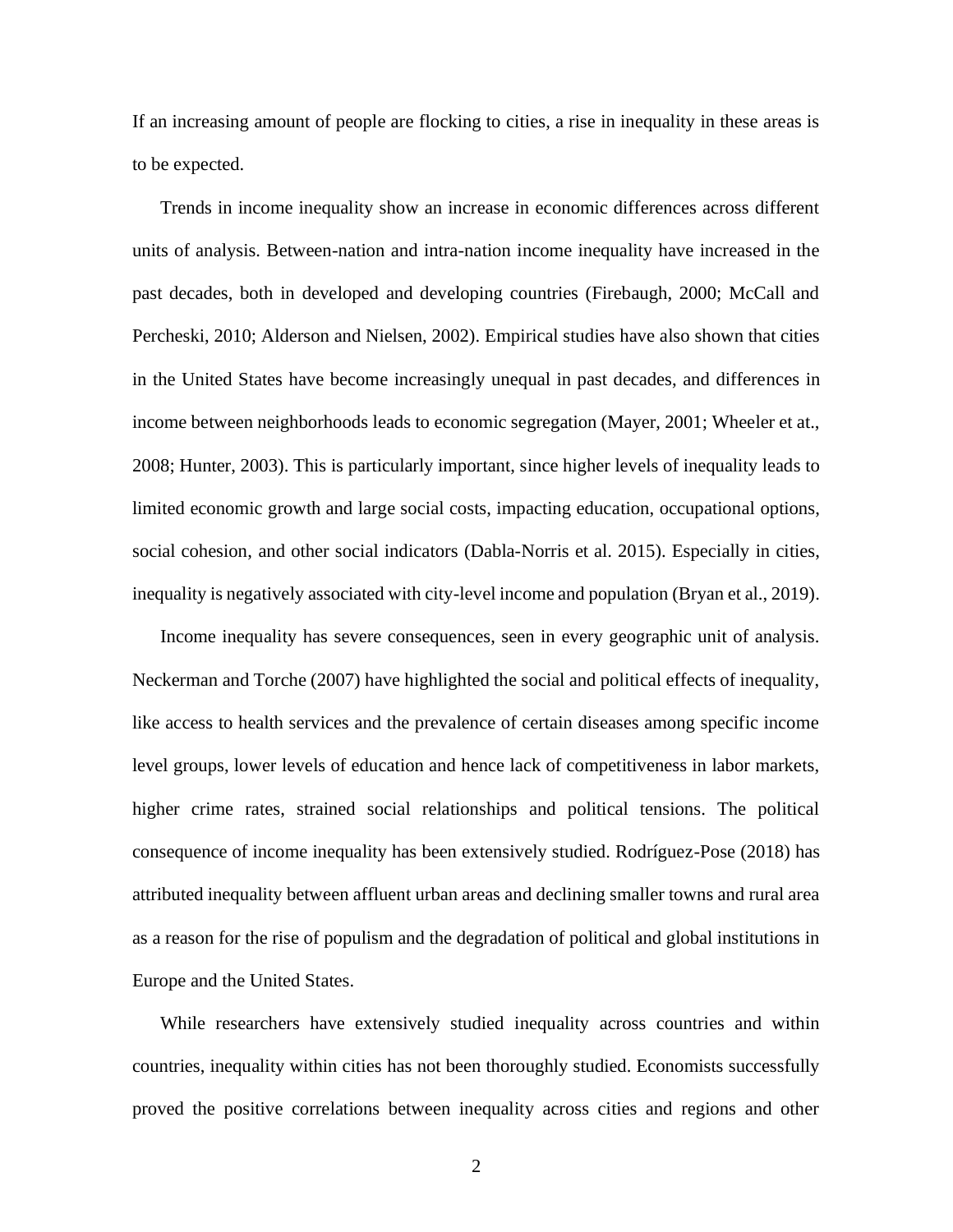If an increasing amount of people are flocking to cities, a rise in inequality in these areas is to be expected.

Trends in income inequality show an increase in economic differences across different units of analysis. Between-nation and intra-nation income inequality have increased in the past decades, both in developed and developing countries (Firebaugh, 2000; McCall and Percheski, 2010; Alderson and Nielsen, 2002). Empirical studies have also shown that cities in the United States have become increasingly unequal in past decades, and differences in income between neighborhoods leads to economic segregation (Mayer, 2001; Wheeler et at., 2008; Hunter, 2003). This is particularly important, since higher levels of inequality leads to limited economic growth and large social costs, impacting education, occupational options, social cohesion, and other social indicators (Dabla-Norris et al. 2015). Especially in cities, inequality is negatively associated with city-level income and population (Bryan et al., 2019).

Income inequality has severe consequences, seen in every geographic unit of analysis. Neckerman and Torche (2007) have highlighted the social and political effects of inequality, like access to health services and the prevalence of certain diseases among specific income level groups, lower levels of education and hence lack of competitiveness in labor markets, higher crime rates, strained social relationships and political tensions. The political consequence of income inequality has been extensively studied. Rodríguez-Pose (2018) has attributed inequality between affluent urban areas and declining smaller towns and rural area as a reason for the rise of populism and the degradation of political and global institutions in Europe and the United States.

While researchers have extensively studied inequality across countries and within countries, inequality within cities has not been thoroughly studied. Economists successfully proved the positive correlations between inequality across cities and regions and other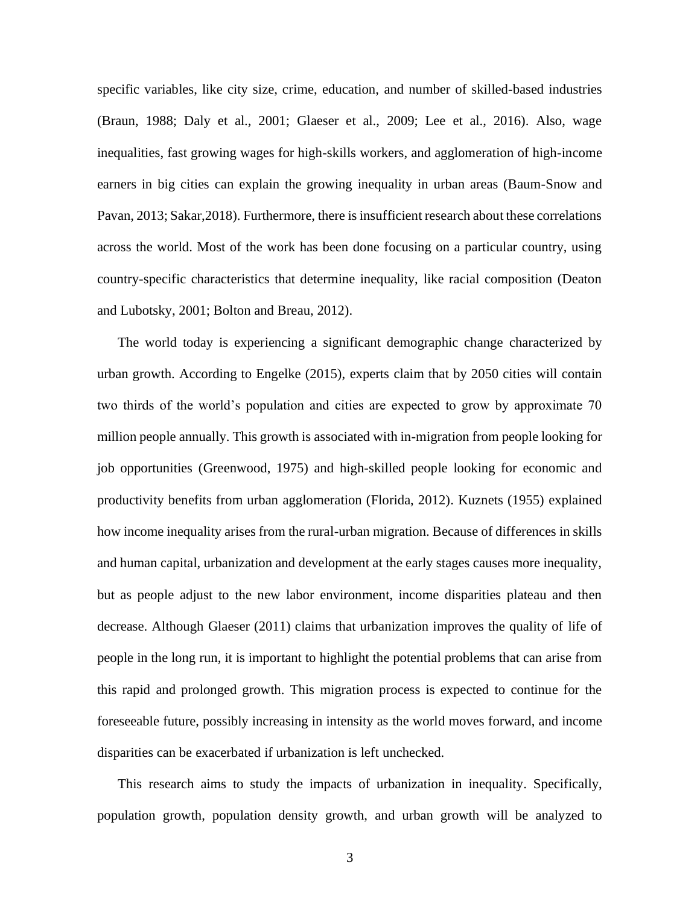specific variables, like city size, crime, education, and number of skilled-based industries (Braun, 1988; Daly et al., 2001; Glaeser et al., 2009; Lee et al., 2016). Also, wage inequalities, fast growing wages for high-skills workers, and agglomeration of high-income earners in big cities can explain the growing inequality in urban areas (Baum-Snow and Pavan, 2013; Sakar,2018). Furthermore, there is insufficient research about these correlations across the world. Most of the work has been done focusing on a particular country, using country-specific characteristics that determine inequality, like racial composition (Deaton and Lubotsky, 2001; Bolton and Breau, 2012).

The world today is experiencing a significant demographic change characterized by urban growth. According to Engelke (2015), experts claim that by 2050 cities will contain two thirds of the world's population and cities are expected to grow by approximate 70 million people annually. This growth is associated with in-migration from people looking for job opportunities (Greenwood, 1975) and high-skilled people looking for economic and productivity benefits from urban agglomeration (Florida, 2012). Kuznets (1955) explained how income inequality arises from the rural-urban migration. Because of differences in skills and human capital, urbanization and development at the early stages causes more inequality, but as people adjust to the new labor environment, income disparities plateau and then decrease. Although Glaeser (2011) claims that urbanization improves the quality of life of people in the long run, it is important to highlight the potential problems that can arise from this rapid and prolonged growth. This migration process is expected to continue for the foreseeable future, possibly increasing in intensity as the world moves forward, and income disparities can be exacerbated if urbanization is left unchecked.

This research aims to study the impacts of urbanization in inequality. Specifically, population growth, population density growth, and urban growth will be analyzed to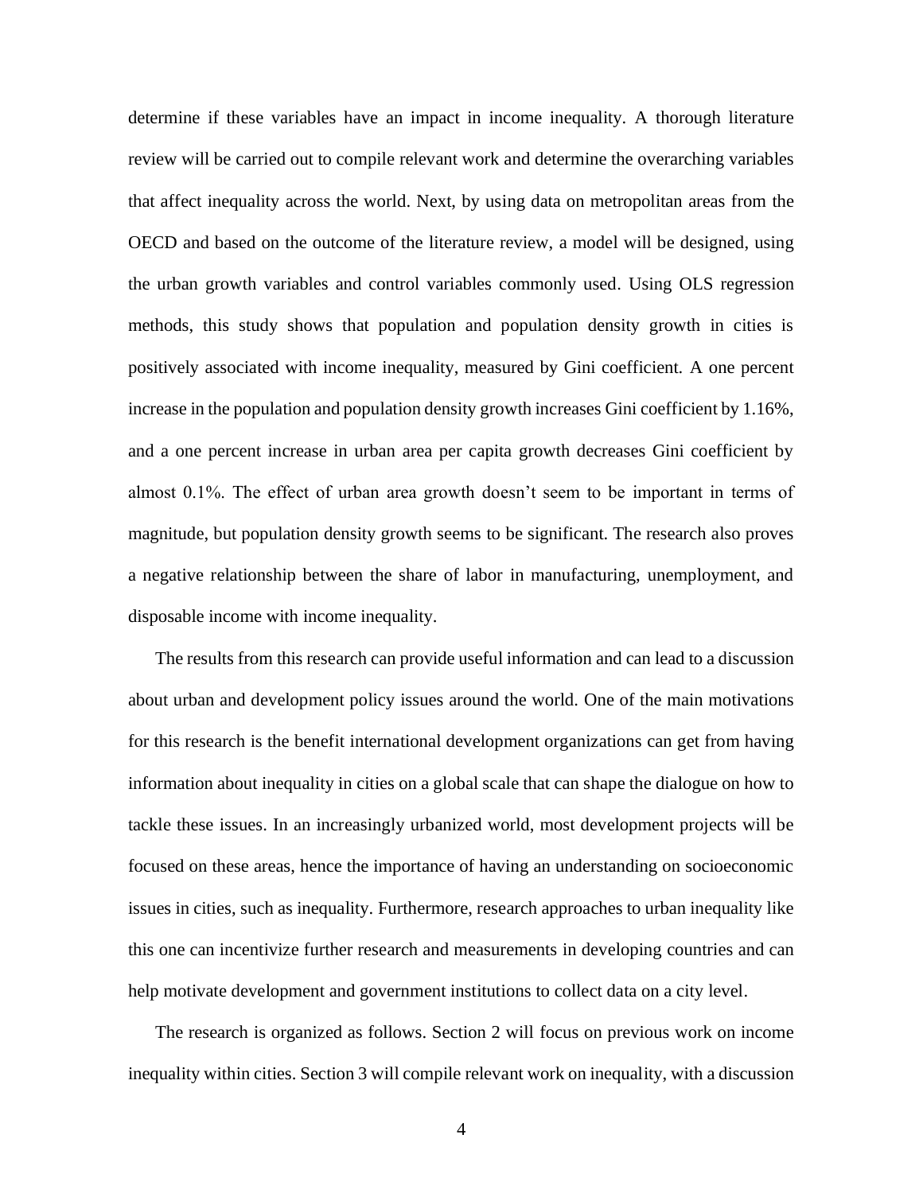determine if these variables have an impact in income inequality. A thorough literature review will be carried out to compile relevant work and determine the overarching variables that affect inequality across the world. Next, by using data on metropolitan areas from the OECD and based on the outcome of the literature review, a model will be designed, using the urban growth variables and control variables commonly used. Using OLS regression methods, this study shows that population and population density growth in cities is positively associated with income inequality, measured by Gini coefficient. A one percent increase in the population and population density growth increases Gini coefficient by 1.16%, and a one percent increase in urban area per capita growth decreases Gini coefficient by almost 0.1%. The effect of urban area growth doesn't seem to be important in terms of magnitude, but population density growth seems to be significant. The research also proves a negative relationship between the share of labor in manufacturing, unemployment, and disposable income with income inequality.

The results from this research can provide useful information and can lead to a discussion about urban and development policy issues around the world. One of the main motivations for this research is the benefit international development organizations can get from having information about inequality in cities on a global scale that can shape the dialogue on how to tackle these issues. In an increasingly urbanized world, most development projects will be focused on these areas, hence the importance of having an understanding on socioeconomic issues in cities, such as inequality. Furthermore, research approaches to urban inequality like this one can incentivize further research and measurements in developing countries and can help motivate development and government institutions to collect data on a city level.

The research is organized as follows. Section 2 will focus on previous work on income inequality within cities. Section 3 will compile relevant work on inequality, with a discussion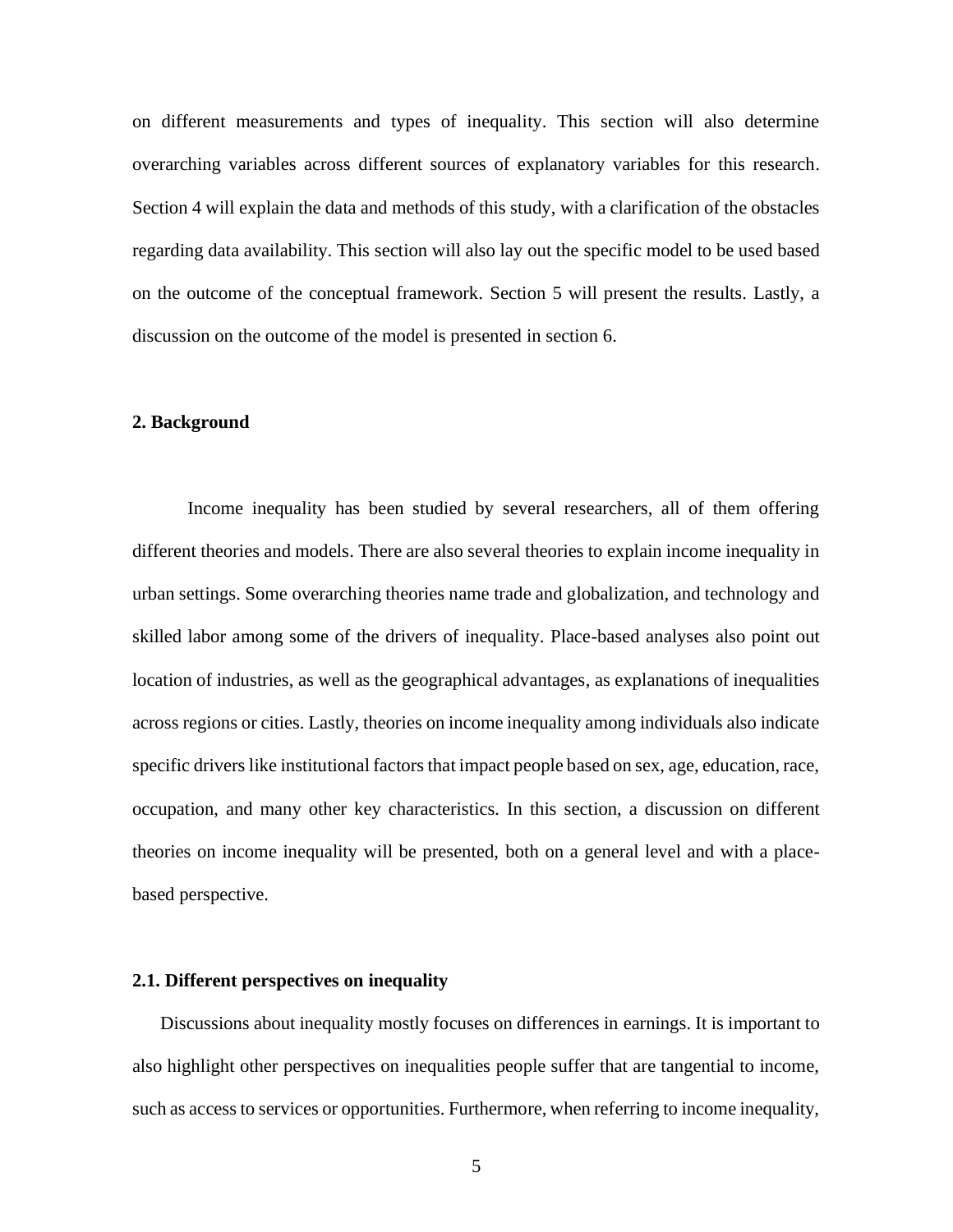on different measurements and types of inequality. This section will also determine overarching variables across different sources of explanatory variables for this research. Section 4 will explain the data and methods of this study, with a clarification of the obstacles regarding data availability. This section will also lay out the specific model to be used based on the outcome of the conceptual framework. Section 5 will present the results. Lastly, a discussion on the outcome of the model is presented in section 6.

## 2. Background

Income inequality has been studied by several researchers, all of them offering different theories and models. There are also several theories to explain income inequality in urban settings. Some overarching theories name trade and globalization, and technology and skilled labor among some of the drivers of inequality. Place-based analyses also point out location of industries, as well as the geographical advantages, as explanations of inequalities across regions or cities. Lastly, theories on income inequality among individuals also indicate specific drivers like institutional factors that impact people based on sex, age, education, race, occupation, and many other key characteristics. In this section, a discussion on different theories on income inequality will be presented, both on a general level and with a place-based perspective.

### 2.1. Different perspectives on inequality

Discussions about inequality mostly focuses on differences in earnings. It is important to also highlight other perspectives on inequalities people suffer that are tangential to income, such as access to services or opportunities. Furthermore, when referring to income inequality,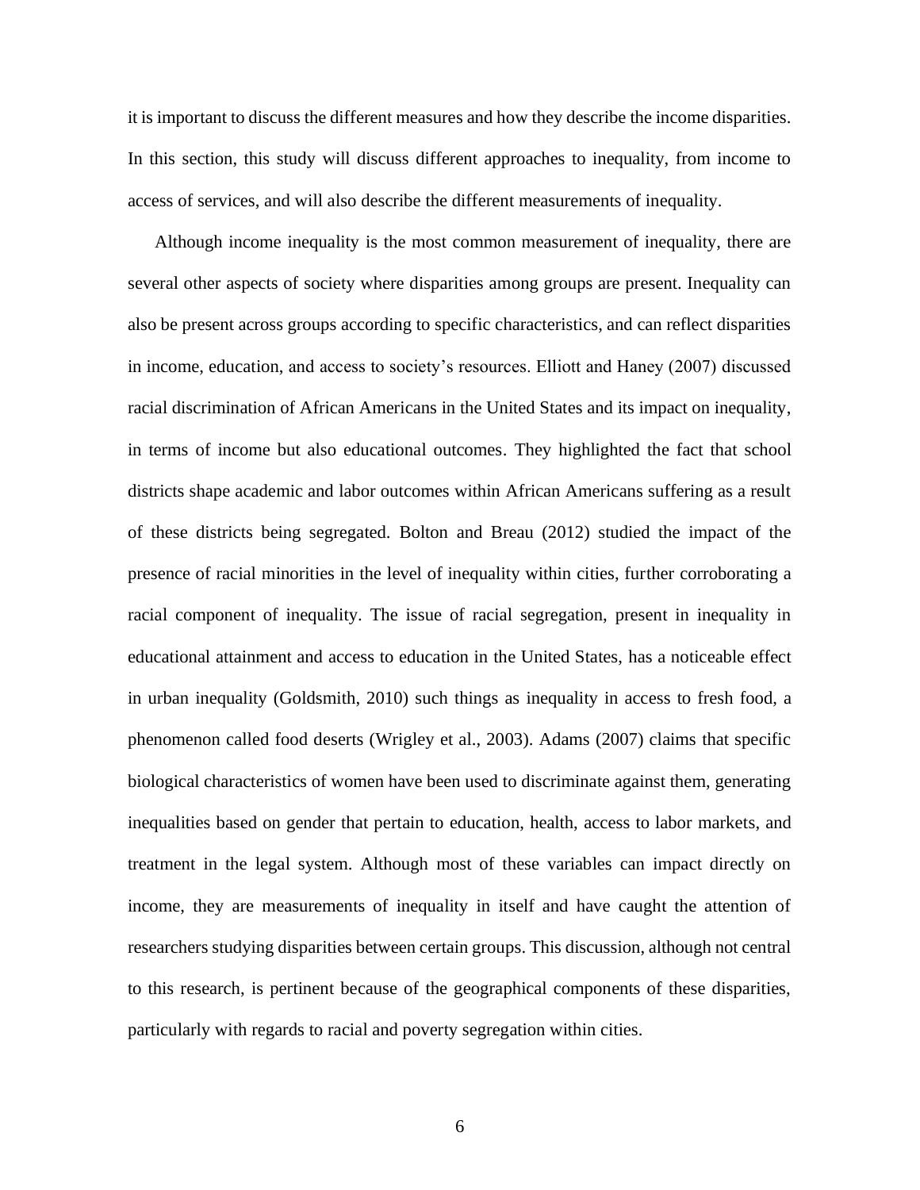it is important to discuss the different measures and how they describe the income disparities. In this section, this study will discuss different approaches to inequality, from income to access of services, and will also describe the different measurements of inequality.

Although income inequality is the most common measurement of inequality, there are several other aspects of society where disparities among groups are present. Inequality can also be present across groups according to specific characteristics, and can reflect disparities in income, education, and access to society's resources. Elliott and Haney (2007) discussed racial discrimination of African Americans in the United States and its impact on inequality, in terms of income but also educational outcomes. They highlighted the fact that school districts shape academic and labor outcomes within African Americans suffering as a result of these districts being segregated. Bolton and Breau (2012) studied the impact of the presence of racial minorities in the level of inequality within cities, further corroborating a racial component of inequality. The issue of racial segregation, present in inequality in educational attainment and access to education in the United States, has a noticeable effect in urban inequality (Goldsmith, 2010) such things as inequality in access to fresh food, a phenomenon called food deserts (Wrigley et al., 2003). Adams (2007) claims that specific biological characteristics of women have been used to discriminate against them, generating inequalities based on gender that pertain to education, health, access to labor markets, and treatment in the legal system. Although most of these variables can impact directly on income, they are measurements of inequality in itself and have caught the attention of researchers studying disparities between certain groups. This discussion, although not central to this research, is pertinent because of the geographical components of these disparities, particularly with regards to racial and poverty segregation within cities.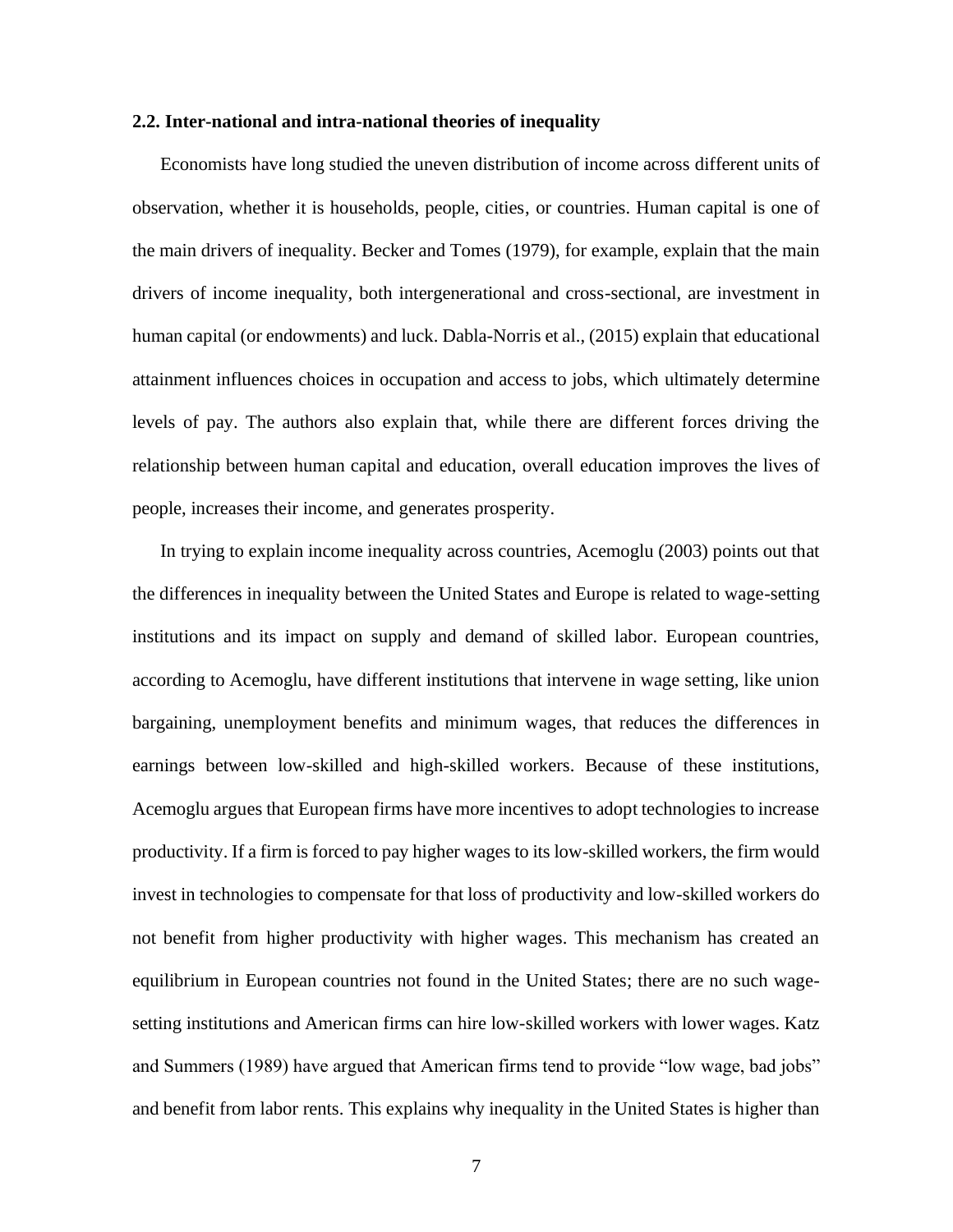### 2.2. Inter-national and intra-national theories of inequality

Economists have long studied the uneven distribution of income across different units of observation, whether it is households, people, cities, or countries. Human capital is one of the main drivers of inequality. Becker and Tomes (1979), for example, explain that the main drivers of income inequality, both intergenerational and cross-sectional, are investment in human capital (or endowments) and luck. Dabla-Norris et al., (2015) explain that educational attainment influences choices in occupation and access to jobs, which ultimately determine levels of pay. The authors also explain that, while there are different forces driving the relationship between human capital and education, overall education improves the lives of people, increases their income, and generates prosperity.

In trying to explain income inequality across countries, Acemoglu (2003) points out that the differences in inequality between the United States and Europe is related to wage-setting institutions and its impact on supply and demand of skilled labor. European countries, according to Acemoglu, have different institutions that intervene in wage setting, like union bargaining, unemployment benefits and minimum wages, that reduces the differences in earnings between low-skilled and high-skilled workers. Because of these institutions, Acemoglu argues that European firms have more incentives to adopt technologies to increase productivity. If a firm is forced to pay higher wages to its low-skilled workers, the firm would invest in technologies to compensate for that loss of productivity and low-skilled workers do not benefit from higher productivity with higher wages. This mechanism has created an equilibrium in European countries not found in the United States; there are no such wage-setting institutions and American firms can hire low-skilled workers with lower wages. Katz and Summers (1989) have argued that American firms tend to provide "low wage, bad jobs" and benefit from labor rents. This explains why inequality in the United States is higher than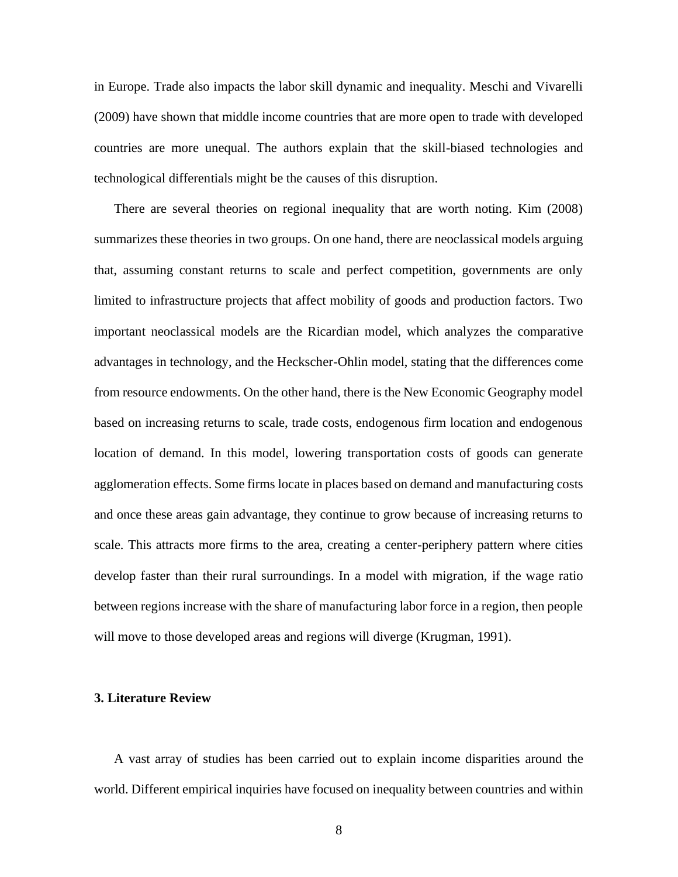in Europe. Trade also impacts the labor skill dynamic and inequality. Meschi and Vivarelli (2009) have shown that middle income countries that are more open to trade with developed countries are more unequal. The authors explain that the skill-biased technologies and technological differentials might be the causes of this disruption.

There are several theories on regional inequality that are worth noting. Kim (2008) summarizes these theories in two groups. On one hand, there are neoclassical models arguing that, assuming constant returns to scale and perfect competition, governments are only limited to infrastructure projects that affect mobility of goods and production factors. Two important neoclassical models are the Ricardian model, which analyzes the comparative advantages in technology, and the Heckscher-Ohlin model, stating that the differences come from resource endowments. On the other hand, there is the New Economic Geography model based on increasing returns to scale, trade costs, endogenous firm location and endogenous location of demand. In this model, lowering transportation costs of goods can generate agglomeration effects. Some firms locate in places based on demand and manufacturing costs and once these areas gain advantage, they continue to grow because of increasing returns to scale. This attracts more firms to the area, creating a center-periphery pattern where cities develop faster than their rural surroundings. In a model with migration, if the wage ratio between regions increase with the share of manufacturing labor force in a region, then people will move to those developed areas and regions will diverge (Krugman, 1991).

## 3. Literature Review

A vast array of studies has been carried out to explain income disparities around the world. Different empirical inquiries have focused on inequality between countries and within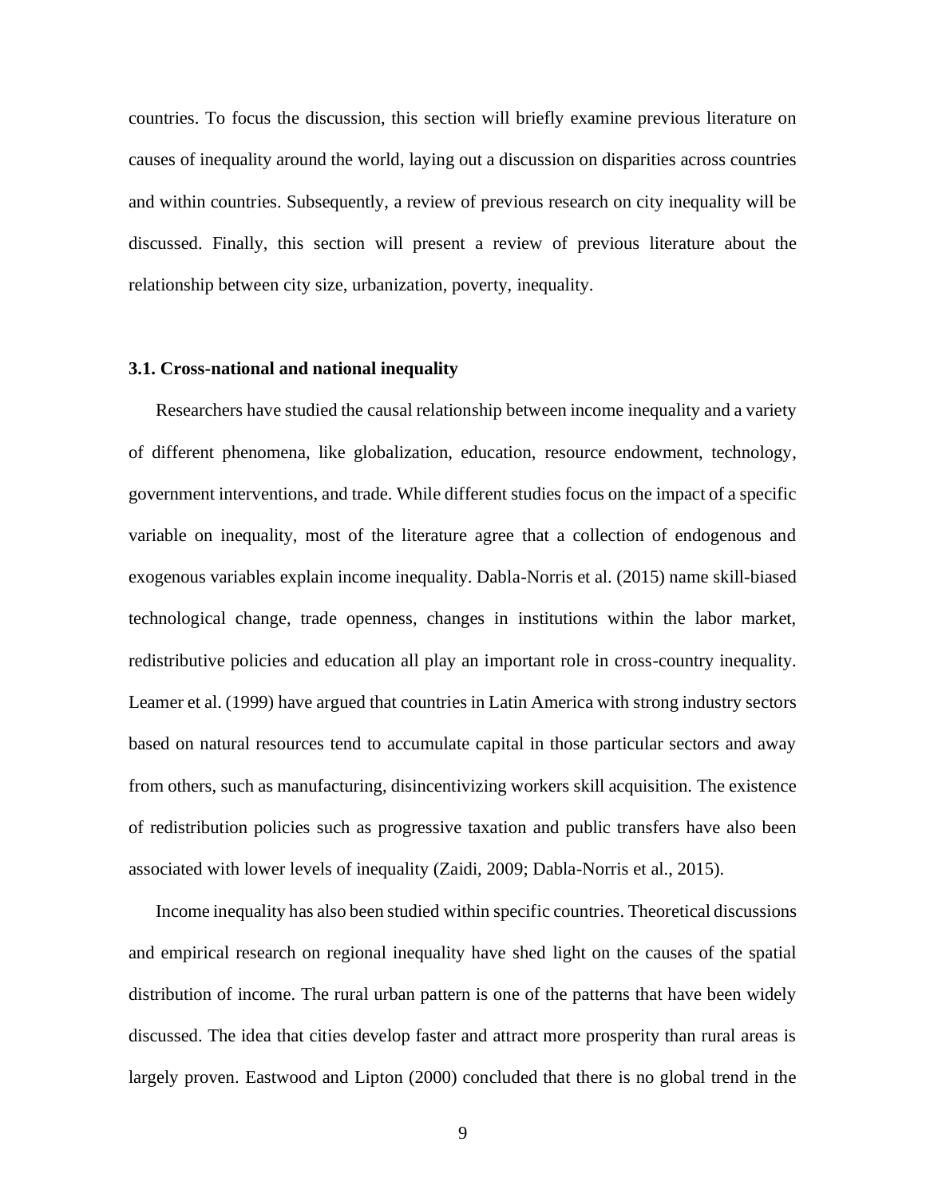countries. To focus the discussion, this section will briefly examine previous literature on causes of inequality around the world, laying out a discussion on disparities across countries and within countries. Subsequently, a review of previous research on city inequality will be discussed. Finally, this section will present a review of previous literature about the relationship between city size, urbanization, poverty, inequality.

### 3.1. Cross-national and national inequality

Researchers have studied the causal relationship between income inequality and a variety of different phenomena, like globalization, education, resource endowment, technology, government interventions, and trade. While different studies focus on the impact of a specific variable on inequality, most of the literature agree that a collection of endogenous and exogenous variables explain income inequality. Dabla-Norris et al. (2015) name skill-biased technological change, trade openness, changes in institutions within the labor market, redistributive policies and education all play an important role in cross-country inequality. Leamer et al. (1999) have argued that countries in Latin America with strong industry sectors based on natural resources tend to accumulate capital in those particular sectors and away from others, such as manufacturing, disincentivizing workers skill acquisition. The existence of redistribution policies such as progressive taxation and public transfers have also been associated with lower levels of inequality (Zaidi, 2009; Dabla-Norris et al., 2015).

Income inequality has also been studied within specific countries. Theoretical discussions and empirical research on regional inequality have shed light on the causes of the spatial distribution of income. The rural urban pattern is one of the patterns that have been widely discussed. The idea that cities develop faster and attract more prosperity than rural areas is largely proven. Eastwood and Lipton (2000) concluded that there is no global trend in the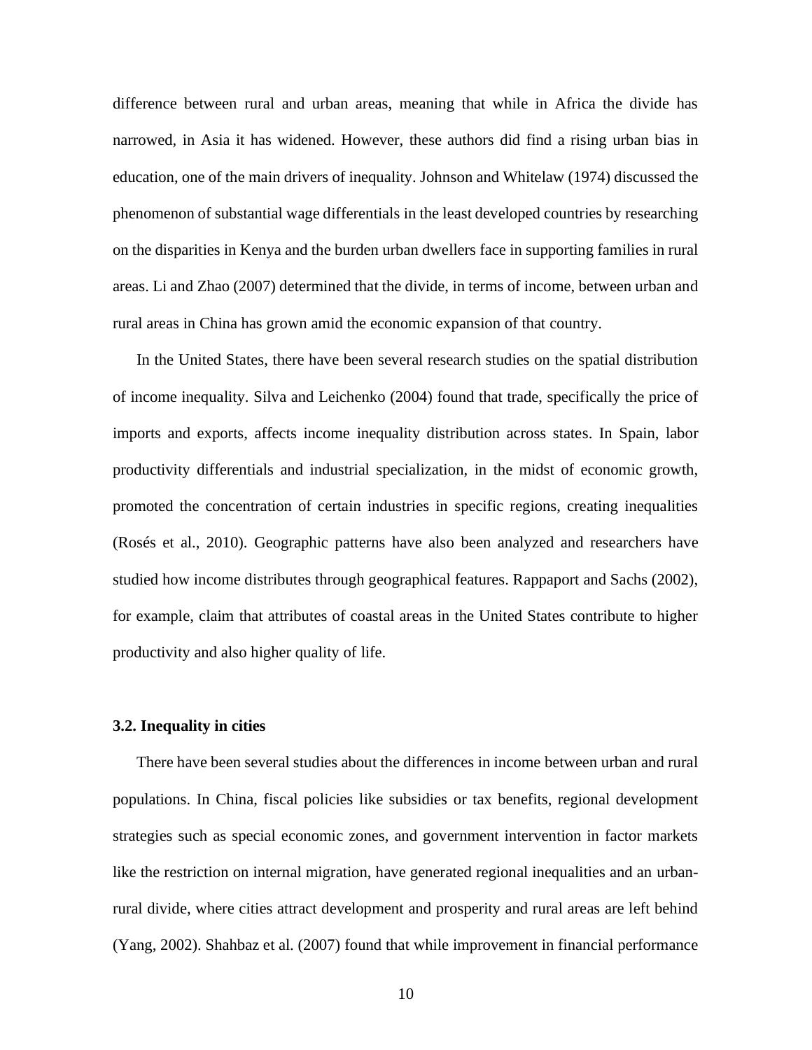difference between rural and urban areas, meaning that while in Africa the divide has narrowed, in Asia it has widened. However, these authors did find a rising urban bias in education, one of the main drivers of inequality. Johnson and Whitelaw (1974) discussed the phenomenon of substantial wage differentials in the least developed countries by researching on the disparities in Kenya and the burden urban dwellers face in supporting families in rural areas. Li and Zhao (2007) determined that the divide, in terms of income, between urban and rural areas in China has grown amid the economic expansion of that country.

In the United States, there have been several research studies on the spatial distribution of income inequality. Silva and Leichenko (2004) found that trade, specifically the price of imports and exports, affects income inequality distribution across states. In Spain, labor productivity differentials and industrial specialization, in the midst of economic growth, promoted the concentration of certain industries in specific regions, creating inequalities (Rosés et al., 2010). Geographic patterns have also been analyzed and researchers have studied how income distributes through geographical features. Rappaport and Sachs (2002), for example, claim that attributes of coastal areas in the United States contribute to higher productivity and also higher quality of life.

### 3.2. Inequality in cities

There have been several studies about the differences in income between urban and rural populations. In China, fiscal policies like subsidies or tax benefits, regional development strategies such as special economic zones, and government intervention in factor markets like the restriction on internal migration, have generated regional inequalities and an urban-rural divide, where cities attract development and prosperity and rural areas are left behind (Yang, 2002). Shahbaz et al. (2007) found that while improvement in financial performance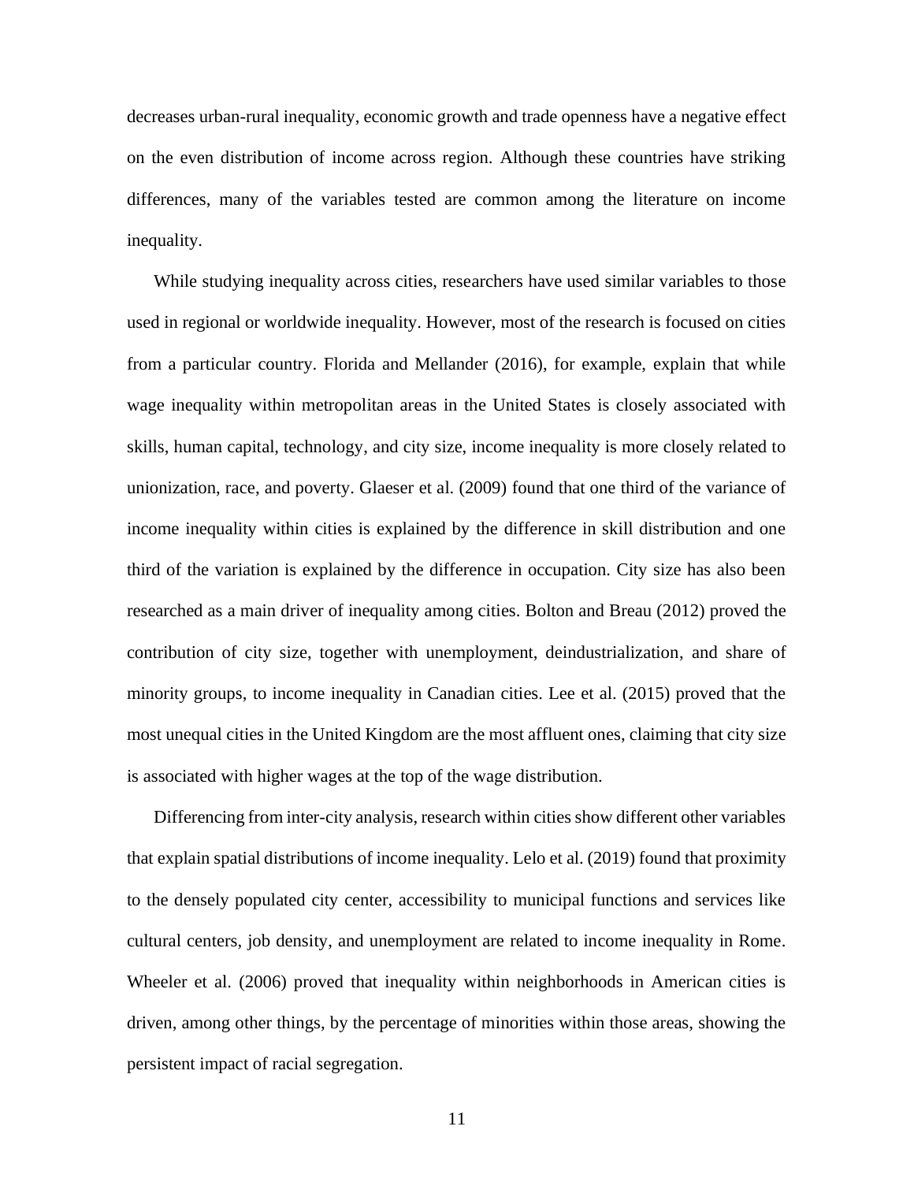decreases urban-rural inequality, economic growth and trade openness have a negative effect on the even distribution of income across region. Although these countries have striking differences, many of the variables tested are common among the literature on income inequality.

While studying inequality across cities, researchers have used similar variables to those used in regional or worldwide inequality. However, most of the research is focused on cities from a particular country. Florida and Mellander (2016), for example, explain that while wage inequality within metropolitan areas in the United States is closely associated with skills, human capital, technology, and city size, income inequality is more closely related to unionization, race, and poverty. Glaeser et al. (2009) found that one third of the variance of income inequality within cities is explained by the difference in skill distribution and one third of the variation is explained by the difference in occupation. City size has also been researched as a main driver of inequality among cities. Bolton and Breau (2012) proved the contribution of city size, together with unemployment, deindustrialization, and share of minority groups, to income inequality in Canadian cities. Lee et al. (2015) proved that the most unequal cities in the United Kingdom are the most affluent ones, claiming that city size is associated with higher wages at the top of the wage distribution.

Differencing from inter-city analysis, research within cities show different other variables that explain spatial distributions of income inequality. Lelo et al. (2019) found that proximity to the densely populated city center, accessibility to municipal functions and services like cultural centers, job density, and unemployment are related to income inequality in Rome. Wheeler et al. (2006) proved that inequality within neighborhoods in American cities is driven, among other things, by the percentage of minorities within those areas, showing the persistent impact of racial segregation.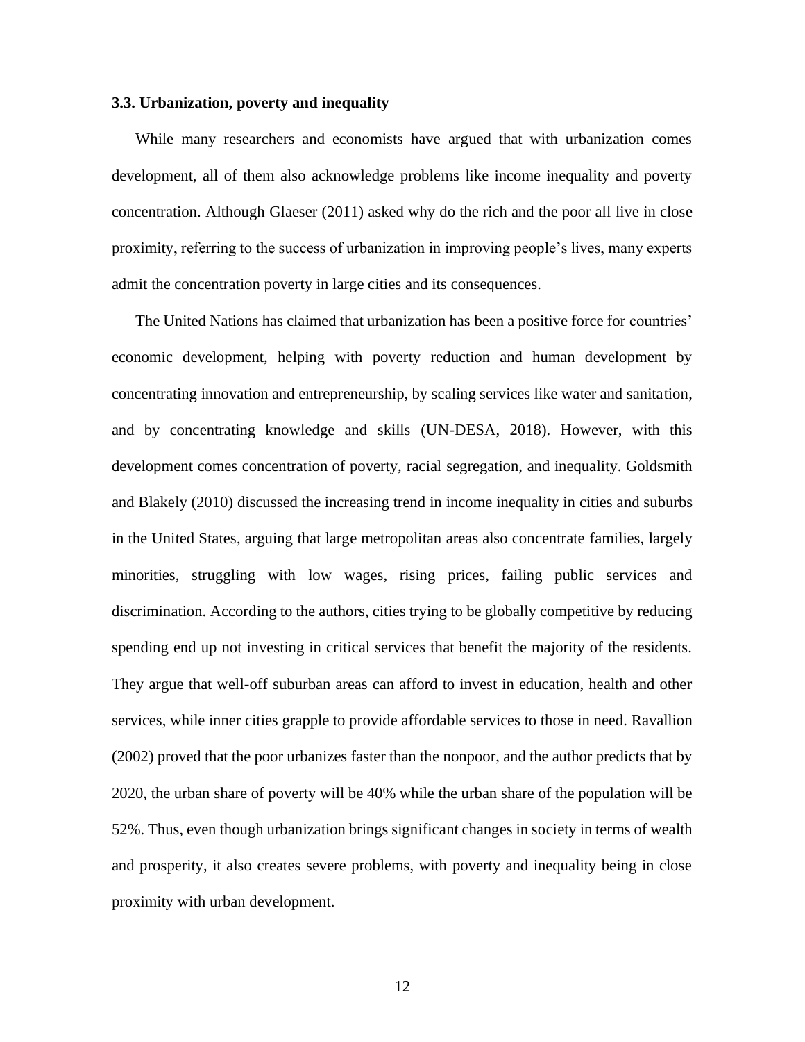### 3.3. Urbanization, poverty and inequality

While many researchers and economists have argued that with urbanization comes development, all of them also acknowledge problems like income inequality and poverty concentration. Although Glaeser (2011) asked why do the rich and the poor all live in close proximity, referring to the success of urbanization in improving people's lives, many experts admit the concentration poverty in large cities and its consequences.

The United Nations has claimed that urbanization has been a positive force for countries' economic development, helping with poverty reduction and human development by concentrating innovation and entrepreneurship, by scaling services like water and sanitation, and by concentrating knowledge and skills (UN-DESA, 2018). However, with this development comes concentration of poverty, racial segregation, and inequality. Goldsmith and Blakely (2010) discussed the increasing trend in income inequality in cities and suburbs in the United States, arguing that large metropolitan areas also concentrate families, largely minorities, struggling with low wages, rising prices, failing public services and discrimination. According to the authors, cities trying to be globally competitive by reducing spending end up not investing in critical services that benefit the majority of the residents. They argue that well-off suburban areas can afford to invest in education, health and other services, while inner cities grapple to provide affordable services to those in need. Ravallion (2002) proved that the poor urbanizes faster than the nonpoor, and the author predicts that by 2020, the urban share of poverty will be 40% while the urban share of the population will be 52%. Thus, even though urbanization brings significant changes in society in terms of wealth and prosperity, it also creates severe problems, with poverty and inequality being in close proximity with urban development.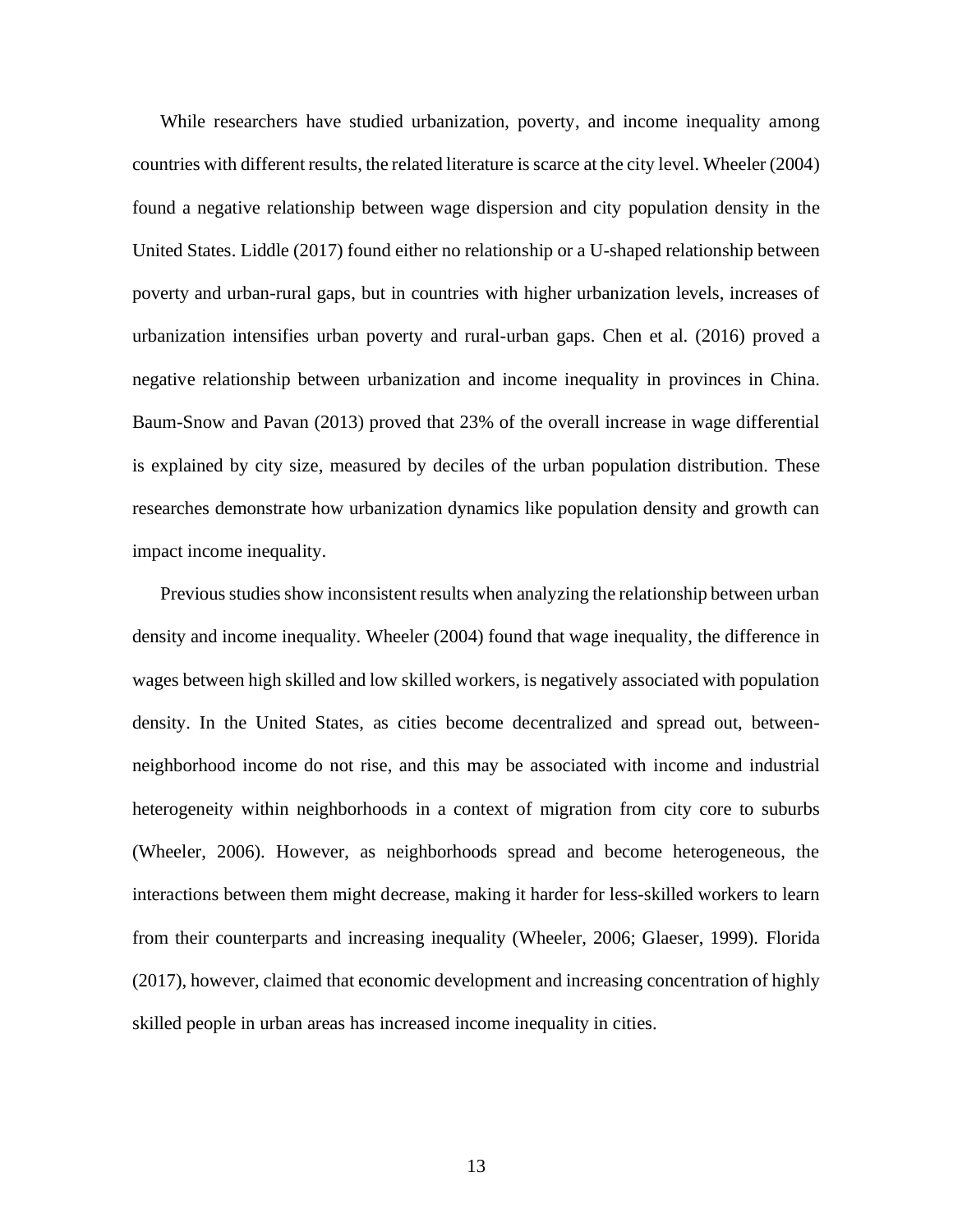While researchers have studied urbanization, poverty, and income inequality among countries with different results, the related literature is scarce at the city level. Wheeler (2004) found a negative relationship between wage dispersion and city population density in the United States. Liddle (2017) found either no relationship or a U-shaped relationship between poverty and urban-rural gaps, but in countries with higher urbanization levels, increases of urbanization intensifies urban poverty and rural-urban gaps. Chen et al. (2016) proved a negative relationship between urbanization and income inequality in provinces in China. Baum-Snow and Pavan (2013) proved that 23% of the overall increase in wage differential is explained by city size, measured by deciles of the urban population distribution. These researches demonstrate how urbanization dynamics like population density and growth can impact income inequality.

Previous studies show inconsistent results when analyzing the relationship between urban density and income inequality. Wheeler (2004) found that wage inequality, the difference in wages between high skilled and low skilled workers, is negatively associated with population density. In the United States, as cities become decentralized and spread out, between-neighborhood income do not rise, and this may be associated with income and industrial heterogeneity within neighborhoods in a context of migration from city core to suburbs (Wheeler, 2006). However, as neighborhoods spread and become heterogeneous, the interactions between them might decrease, making it harder for less-skilled workers to learn from their counterparts and increasing inequality (Wheeler, 2006; Glaeser, 1999). Florida (2017), however, claimed that economic development and increasing concentration of highly skilled people in urban areas has increased income inequality in cities.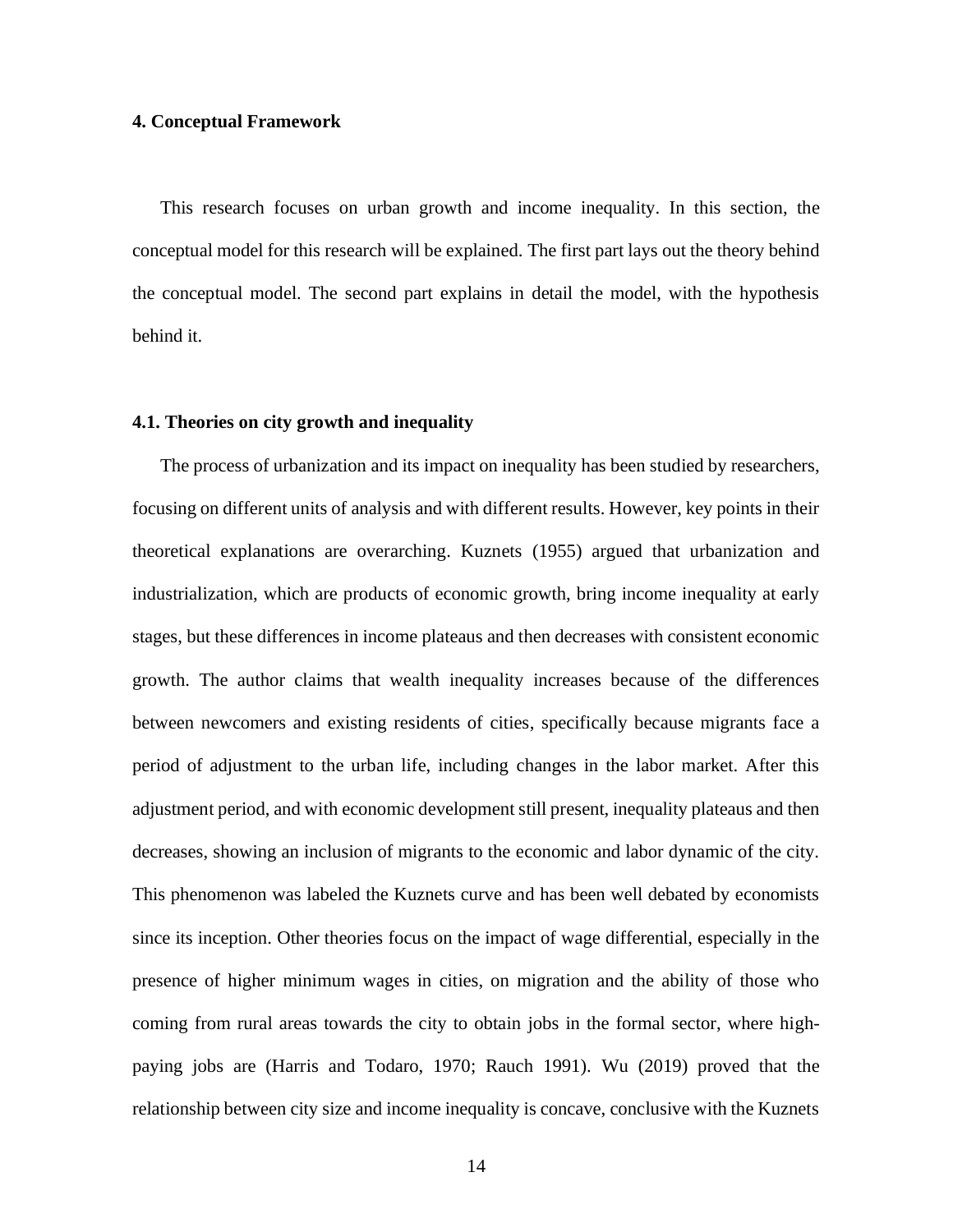## 4. Conceptual Framework

This research focuses on urban growth and income inequality. In this section, the conceptual model for this research will be explained. The first part lays out the theory behind the conceptual model. The second part explains in detail the model, with the hypothesis behind it.

### 4.1. Theories on city growth and inequality

The process of urbanization and its impact on inequality has been studied by researchers, focusing on different units of analysis and with different results. However, key points in their theoretical explanations are overarching. Kuznets (1955) argued that urbanization and industrialization, which are products of economic growth, bring income inequality at early stages, but these differences in income plateaus and then decreases with consistent economic growth. The author claims that wealth inequality increases because of the differences between newcomers and existing residents of cities, specifically because migrants face a period of adjustment to the urban life, including changes in the labor market. After this adjustment period, and with economic development still present, inequality plateaus and then decreases, showing an inclusion of migrants to the economic and labor dynamic of the city. This phenomenon was labeled the Kuznets curve and has been well debated by economists since its inception. Other theories focus on the impact of wage differential, especially in the presence of higher minimum wages in cities, on migration and the ability of those who coming from rural areas towards the city to obtain jobs in the formal sector, where high-paying jobs are (Harris and Todaro, 1970; Rauch 1991). Wu (2019) proved that the relationship between city size and income inequality is concave, conclusive with the Kuznets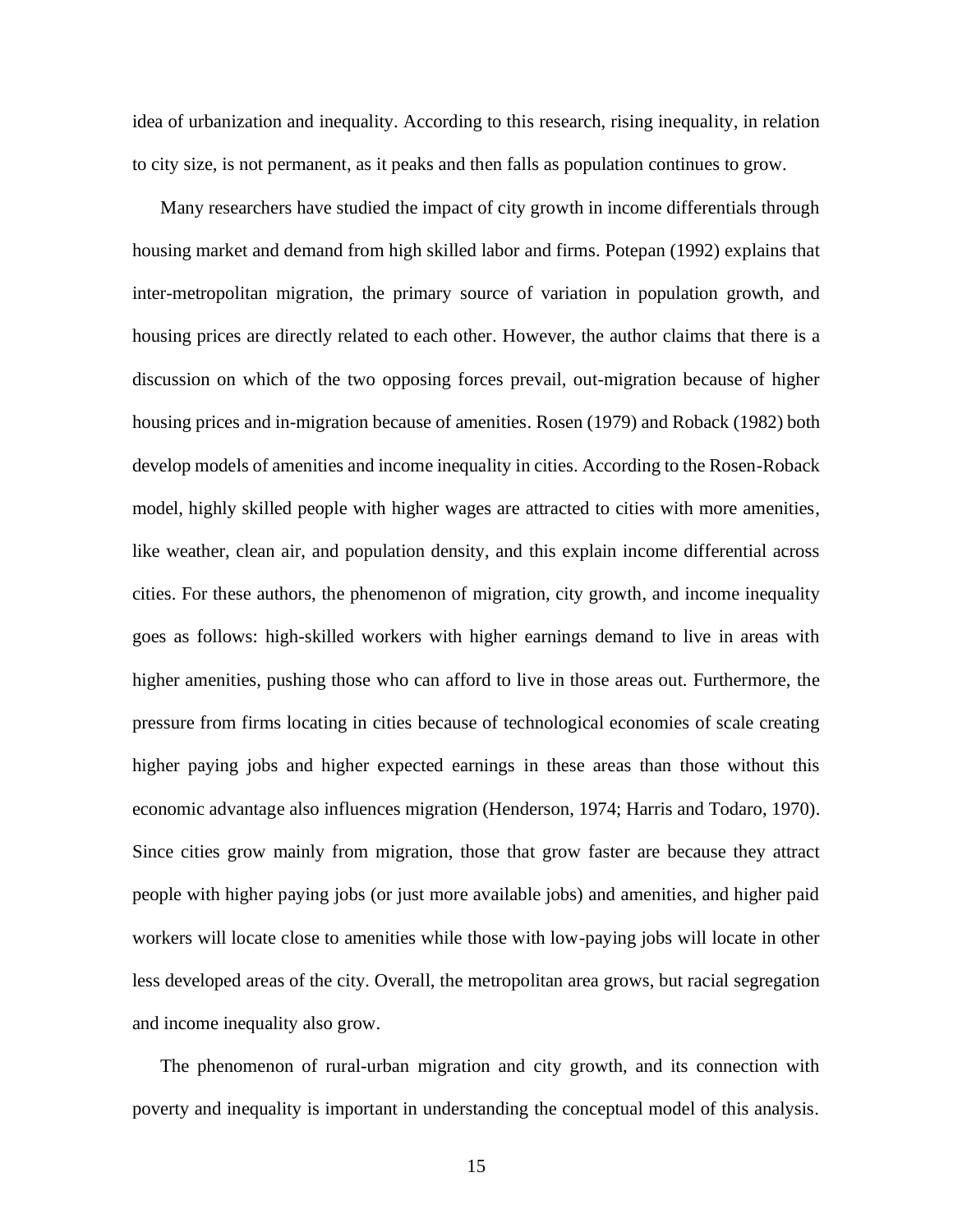idea of urbanization and inequality. According to this research, rising inequality, in relation to city size, is not permanent, as it peaks and then falls as population continues to grow.

Many researchers have studied the impact of city growth in income differentials through housing market and demand from high skilled labor and firms. Potepan (1992) explains that inter-metropolitan migration, the primary source of variation in population growth, and housing prices are directly related to each other. However, the author claims that there is a discussion on which of the two opposing forces prevail, out-migration because of higher housing prices and in-migration because of amenities. Rosen (1979) and Roback (1982) both develop models of amenities and income inequality in cities. According to the Rosen-Roback model, highly skilled people with higher wages are attracted to cities with more amenities, like weather, clean air, and population density, and this explain income differential across cities. For these authors, the phenomenon of migration, city growth, and income inequality goes as follows: high-skilled workers with higher earnings demand to live in areas with higher amenities, pushing those who can afford to live in those areas out. Furthermore, the pressure from firms locating in cities because of technological economies of scale creating higher paying jobs and higher expected earnings in these areas than those without this economic advantage also influences migration (Henderson, 1974; Harris and Todaro, 1970). Since cities grow mainly from migration, those that grow faster are because they attract people with higher paying jobs (or just more available jobs) and amenities, and higher paid workers will locate close to amenities while those with low-paying jobs will locate in other less developed areas of the city. Overall, the metropolitan area grows, but racial segregation and income inequality also grow.

The phenomenon of rural-urban migration and city growth, and its connection with poverty and inequality is important in understanding the conceptual model of this analysis.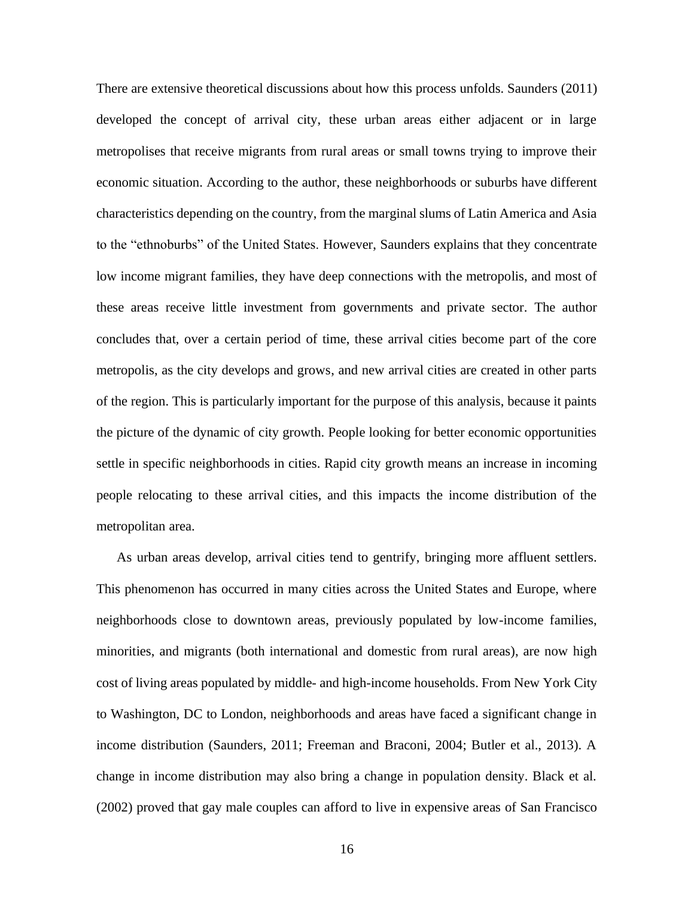There are extensive theoretical discussions about how this process unfolds. Saunders (2011) developed the concept of arrival city, these urban areas either adjacent or in large metropolises that receive migrants from rural areas or small towns trying to improve their economic situation. According to the author, these neighborhoods or suburbs have different characteristics depending on the country, from the marginal slums of Latin America and Asia to the "ethnoburbs" of the United States. However, Saunders explains that they concentrate low income migrant families, they have deep connections with the metropolis, and most of these areas receive little investment from governments and private sector. The author concludes that, over a certain period of time, these arrival cities become part of the core metropolis, as the city develops and grows, and new arrival cities are created in other parts of the region. This is particularly important for the purpose of this analysis, because it paints the picture of the dynamic of city growth. People looking for better economic opportunities settle in specific neighborhoods in cities. Rapid city growth means an increase in incoming people relocating to these arrival cities, and this impacts the income distribution of the metropolitan area.

As urban areas develop, arrival cities tend to gentrify, bringing more affluent settlers. This phenomenon has occurred in many cities across the United States and Europe, where neighborhoods close to downtown areas, previously populated by low-income families, minorities, and migrants (both international and domestic from rural areas), are now high cost of living areas populated by middle- and high-income households. From New York City to Washington, DC to London, neighborhoods and areas have faced a significant change in income distribution (Saunders, 2011; Freeman and Braconi, 2004; Butler et al., 2013). A change in income distribution may also bring a change in population density. Black et al. (2002) proved that gay male couples can afford to live in expensive areas of San Francisco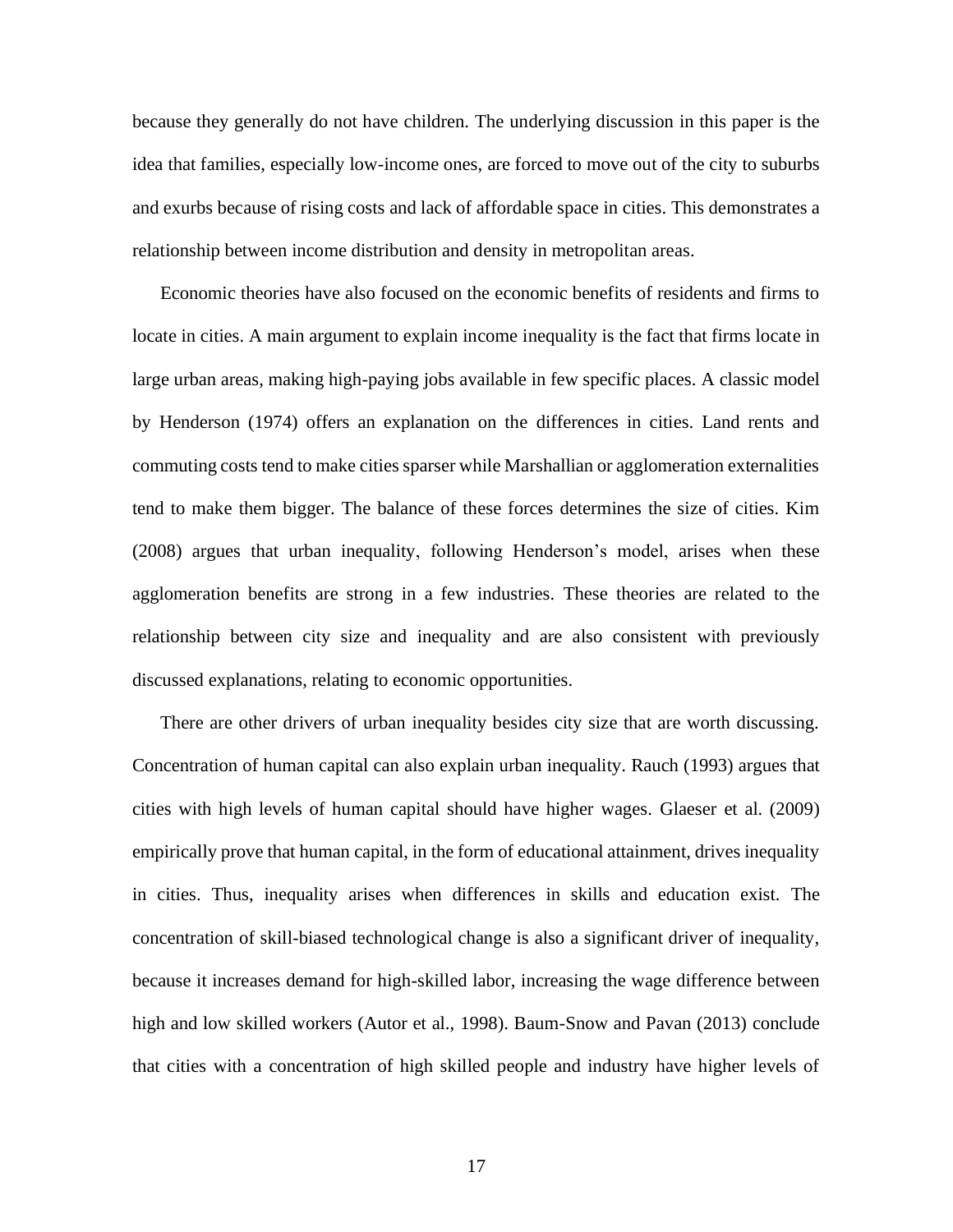because they generally do not have children. The underlying discussion in this paper is the idea that families, especially low-income ones, are forced to move out of the city to suburbs and exurbs because of rising costs and lack of affordable space in cities. This demonstrates a relationship between income distribution and density in metropolitan areas.

Economic theories have also focused on the economic benefits of residents and firms to locate in cities. A main argument to explain income inequality is the fact that firms locate in large urban areas, making high-paying jobs available in few specific places. A classic model by Henderson (1974) offers an explanation on the differences in cities. Land rents and commuting costs tend to make cities sparser while Marshallian or agglomeration externalities tend to make them bigger. The balance of these forces determines the size of cities. Kim (2008) argues that urban inequality, following Henderson's model, arises when these agglomeration benefits are strong in a few industries. These theories are related to the relationship between city size and inequality and are also consistent with previously discussed explanations, relating to economic opportunities.

There are other drivers of urban inequality besides city size that are worth discussing. Concentration of human capital can also explain urban inequality. Rauch (1993) argues that cities with high levels of human capital should have higher wages. Glaeser et al. (2009) empirically prove that human capital, in the form of educational attainment, drives inequality in cities. Thus, inequality arises when differences in skills and education exist. The concentration of skill-biased technological change is also a significant driver of inequality, because it increases demand for high-skilled labor, increasing the wage difference between high and low skilled workers (Autor et al., 1998). Baum-Snow and Pavan (2013) conclude that cities with a concentration of high skilled people and industry have higher levels of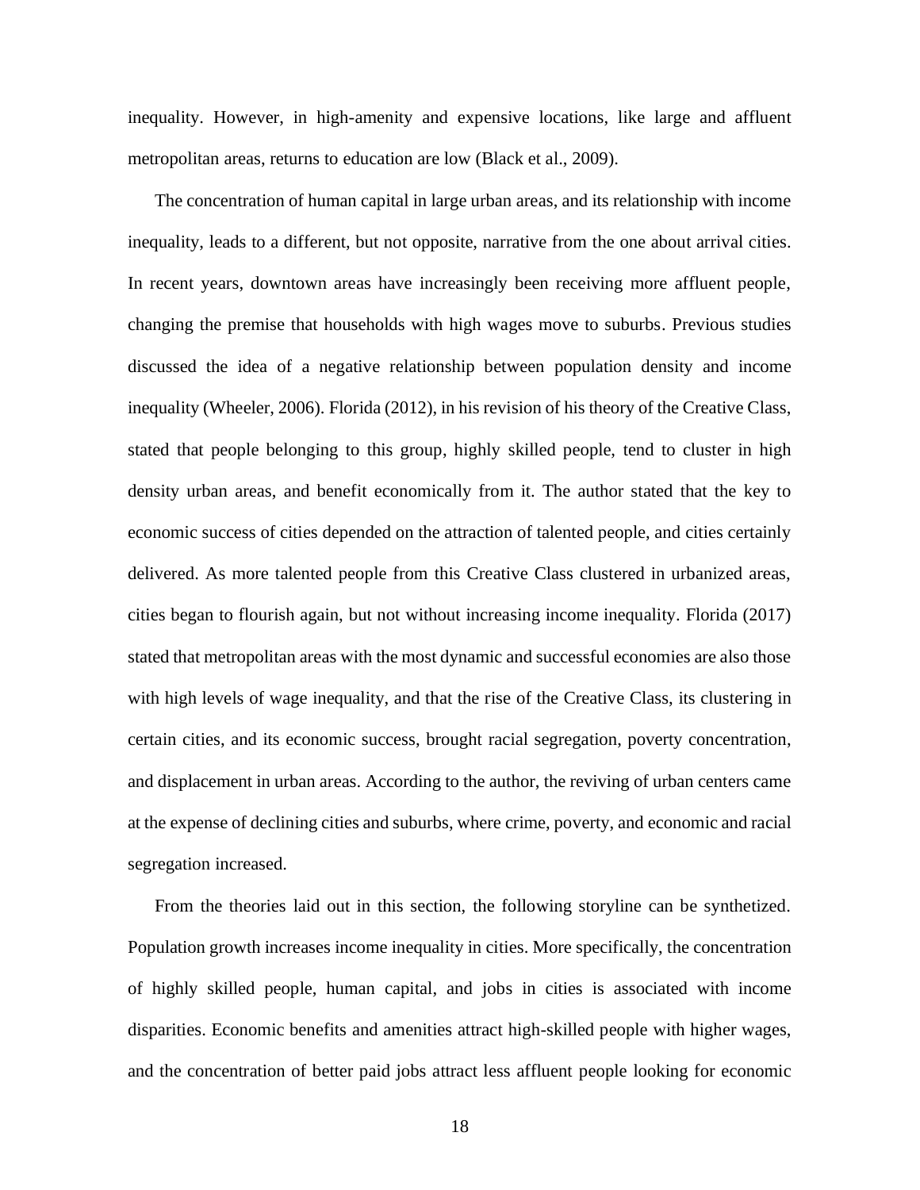inequality. However, in high-amenity and expensive locations, like large and affluent metropolitan areas, returns to education are low (Black et al., 2009).

The concentration of human capital in large urban areas, and its relationship with income inequality, leads to a different, but not opposite, narrative from the one about arrival cities. In recent years, downtown areas have increasingly been receiving more affluent people, changing the premise that households with high wages move to suburbs. Previous studies discussed the idea of a negative relationship between population density and income inequality (Wheeler, 2006). Florida (2012), in his revision of his theory of the Creative Class, stated that people belonging to this group, highly skilled people, tend to cluster in high density urban areas, and benefit economically from it. The author stated that the key to economic success of cities depended on the attraction of talented people, and cities certainly delivered. As more talented people from this Creative Class clustered in urbanized areas, cities began to flourish again, but not without increasing income inequality. Florida (2017) stated that metropolitan areas with the most dynamic and successful economies are also those with high levels of wage inequality, and that the rise of the Creative Class, its clustering in certain cities, and its economic success, brought racial segregation, poverty concentration, and displacement in urban areas. According to the author, the reviving of urban centers came at the expense of declining cities and suburbs, where crime, poverty, and economic and racial segregation increased.

From the theories laid out in this section, the following storyline can be synthetized. Population growth increases income inequality in cities. More specifically, the concentration of highly skilled people, human capital, and jobs in cities is associated with income disparities. Economic benefits and amenities attract high-skilled people with higher wages, and the concentration of better paid jobs attract less affluent people looking for economic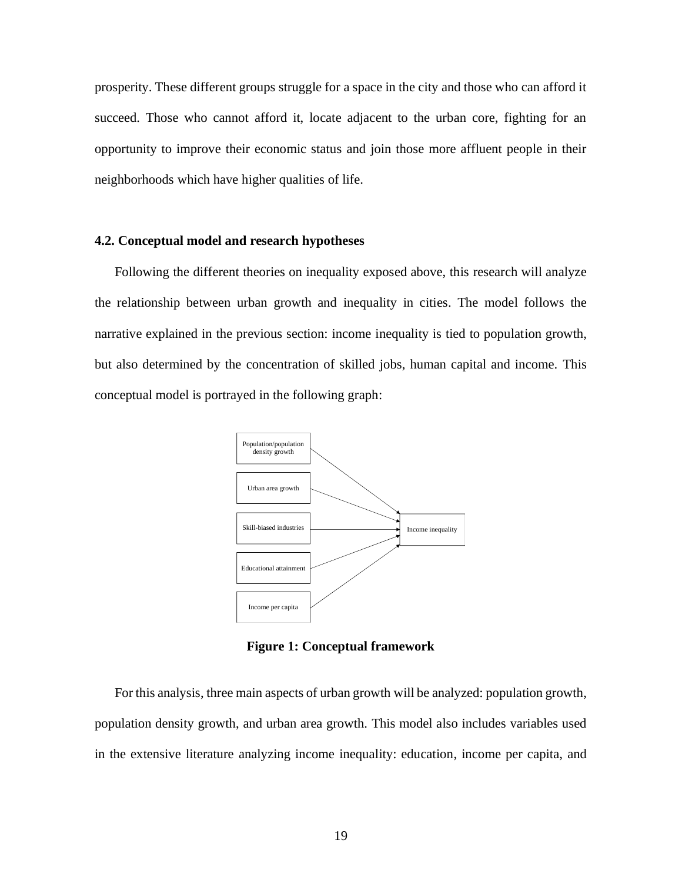prosperity. These different groups struggle for a space in the city and those who can afford it succeed. Those who cannot afford it, locate adjacent to the urban core, fighting for an opportunity to improve their economic status and join those more affluent people in their neighborhoods which have higher qualities of life.

### 4.2. Conceptual model and research hypotheses

Following the different theories on inequality exposed above, this research will analyze the relationship between urban growth and inequality in cities. The model follows the narrative explained in the previous section: income inequality is tied to population growth, but also determined by the concentration of skilled jobs, human capital and income. This conceptual model is portrayed in the following graph:

Population/population density growth

Urban area growth

Skill-biased industries

Educational attainment

Income per capita

Income inequality

**Figure 1: Conceptual framework**

For this analysis, three main aspects of urban growth will be analyzed: population growth, population density growth, and urban area growth. This model also includes variables used in the extensive literature analyzing income inequality: education, income per capita, and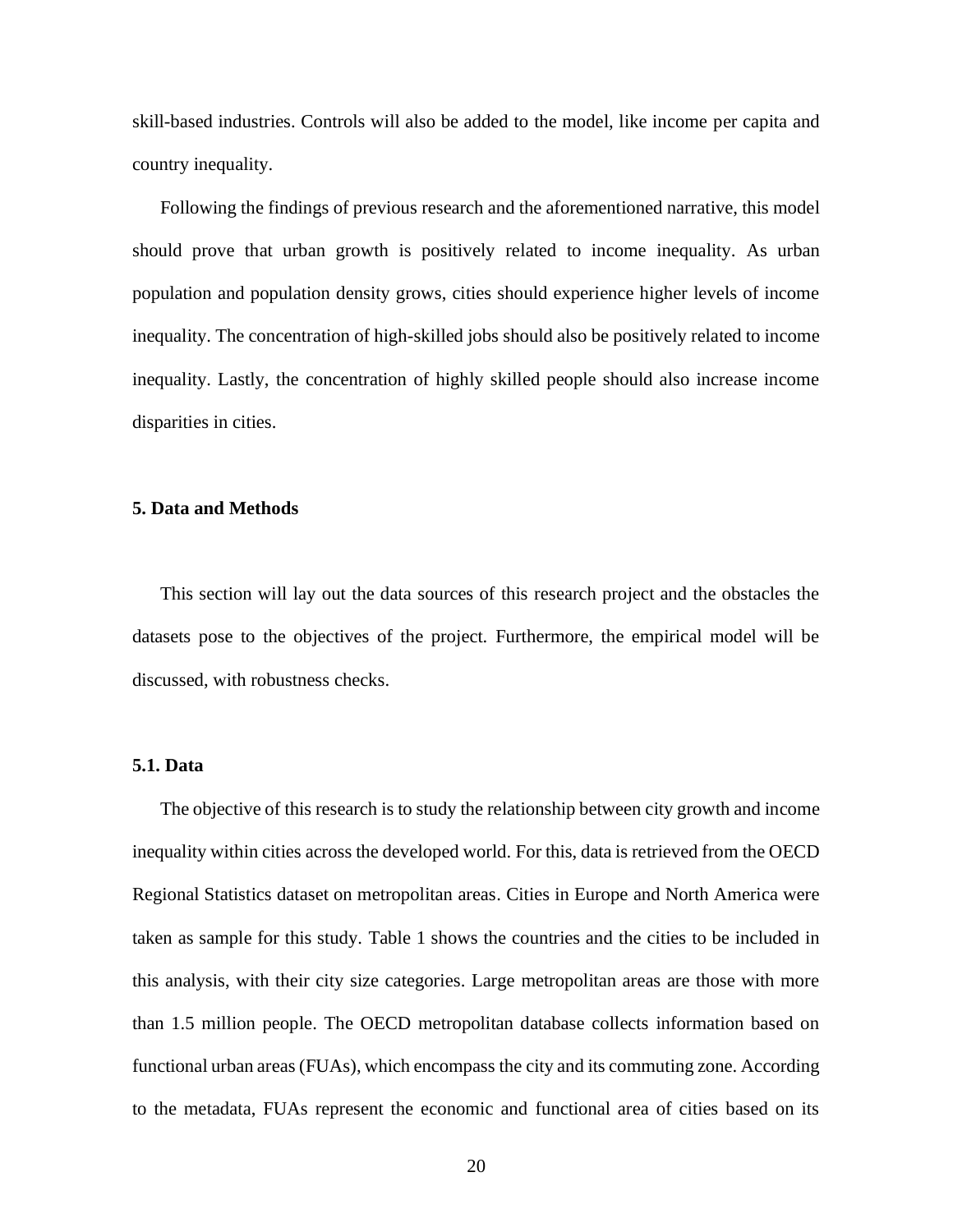skill-based industries. Controls will also be added to the model, like income per capita and country inequality.

Following the findings of previous research and the aforementioned narrative, this model should prove that urban growth is positively related to income inequality. As urban population and population density grows, cities should experience higher levels of income inequality. The concentration of high-skilled jobs should also be positively related to income inequality. Lastly, the concentration of highly skilled people should also increase income disparities in cities.

## 5. Data and Methods

This section will lay out the data sources of this research project and the obstacles the datasets pose to the objectives of the project. Furthermore, the empirical model will be discussed, with robustness checks.

### 5.1. Data

The objective of this research is to study the relationship between city growth and income inequality within cities across the developed world. For this, data is retrieved from the OECD Regional Statistics dataset on metropolitan areas. Cities in Europe and North America were taken as sample for this study. Table 1 shows the countries and the cities to be included in this analysis, with their city size categories. Large metropolitan areas are those with more than 1.5 million people. The OECD metropolitan database collects information based on functional urban areas (FUAs), which encompass the city and its commuting zone. According to the metadata, FUAs represent the economic and functional area of cities based on its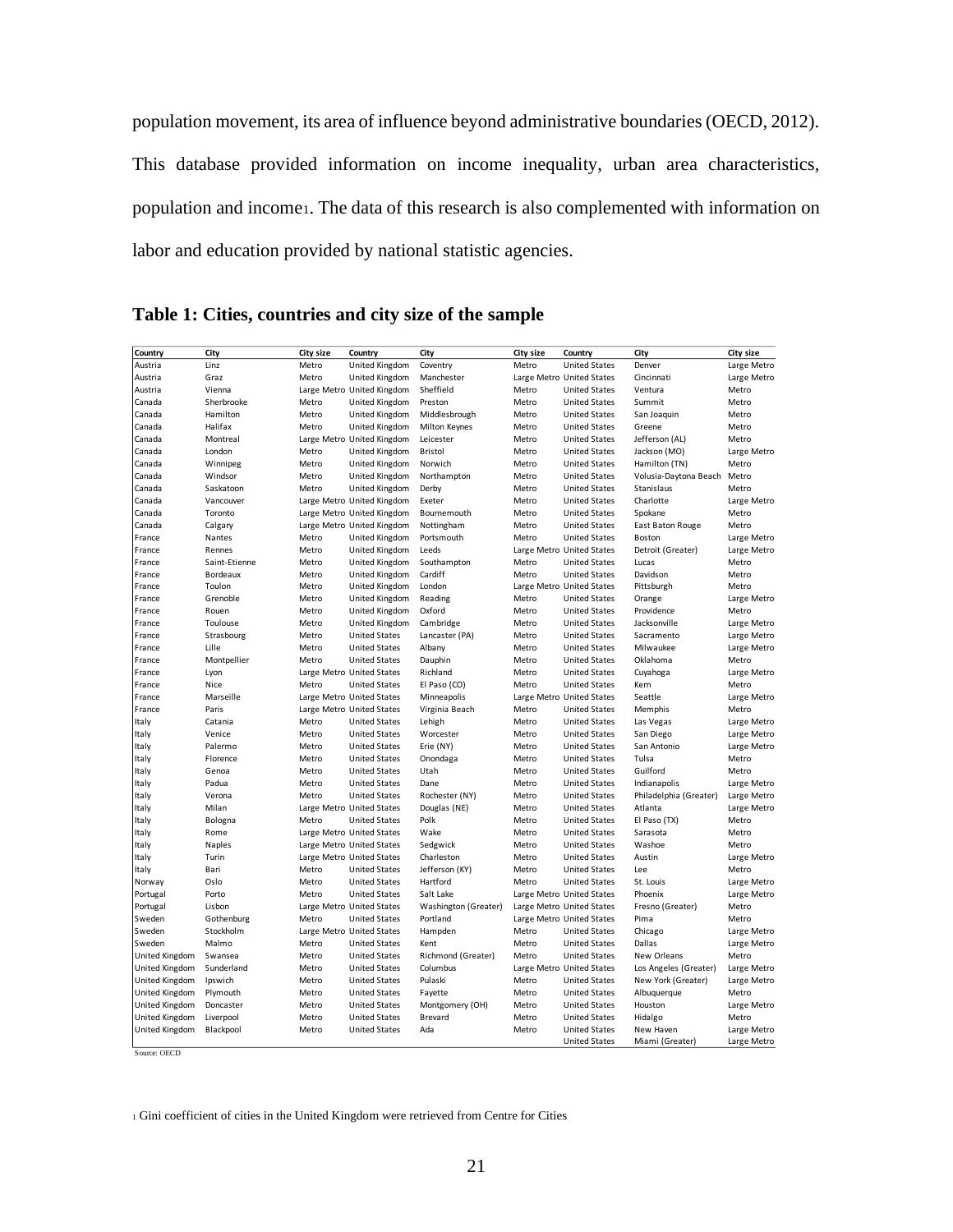population movement, its area of influence beyond administrative boundaries (OECD, 2012). This database provided information on income inequality, urban area characteristics, population and income[1]. The data of this research is also complemented with information on labor and education provided by national statistic agencies.

**Table 1: Cities, countries and city size of the sample**

| Country | City | City size | Country | City | City size | Country | City | City size |
|---|---|---|---|---|---|---|---|---|
| Austria | Linz | Metro | United Kingdom | Coventry | Metro | United States | Denver | Large Metro |
| Austria | Graz | Metro | United Kingdom | Manchester | Large Metro | United States | Cincinnati | Large Metro |
| Austria | Vienna | Large Metro | United Kingdom | Sheffield | Metro | United States | Ventura | Metro |
| Canada | Sherbrooke | Metro | United Kingdom | Preston | Metro | United States | Summit | Metro |
| Canada | Hamilton | Metro | United Kingdom | Middlesbrough | Metro | United States | San Joaquin | Metro |
| Canada | Halifax | Metro | United Kingdom | Milton Keynes | Metro | United States | Greene | Metro |
| Canada | Montreal | Large Metro | United Kingdom | Leicester | Metro | United States | Jefferson (AL) | Metro |
| Canada | London | Metro | United Kingdom | Bristol | Metro | United States | Jackson (MO) | Large Metro |
| Canada | Winnipeg | Metro | United Kingdom | Norwich | Metro | United States | Hamilton (TN) | Metro |
| Canada | Windsor | Metro | United Kingdom | Northampton | Metro | United States | Volusia-Daytona Beach | Metro |
| Canada | Saskatoon | Metro | United Kingdom | Derby | Metro | United States | Stanislaus | Metro |
| Canada | Vancouver | Large Metro | United Kingdom | Exeter | Metro | United States | Charlotte | Large Metro |
| Canada | Toronto | Large Metro | United Kingdom | Bournemouth | Metro | United States | Spokane | Metro |
| Canada | Calgary | Large Metro | United Kingdom | Nottingham | Metro | United States | East Baton Rouge | Metro |
| France | Nantes | Metro | United Kingdom | Portsmouth | Metro | United States | Boston | Large Metro |
| France | Rennes | Metro | United Kingdom | Leeds | Large Metro | United States | Detroit (Greater) | Large Metro |
| France | Saint-Etienne | Metro | United Kingdom | Southampton | Metro | United States | Lucas | Metro |
| France | Bordeaux | Metro | United Kingdom | Cardiff | Metro | United States | Davidson | Metro |
| France | Toulon | Metro | United Kingdom | London | Large Metro | United States | Pittsburgh | Metro |
| France | Grenoble | Metro | United Kingdom | Reading | Metro | United States | Orange | Large Metro |
| France | Rouen | Metro | United Kingdom | Oxford | Metro | United States | Providence | Metro |
| France | Toulouse | Metro | United Kingdom | Cambridge | Metro | United States | Jacksonville | Large Metro |
| France | Strasbourg | Metro | United States | Lancaster (PA) | Metro | United States | Sacramento | Large Metro |
| France | Lille | Metro | United States | Albany | Metro | United States | Milwaukee | Large Metro |
| France | Montpellier | Metro | United States | Dauphin | Metro | United States | Oklahoma | Metro |
| France | Lyon | Large Metro | United States | Richland | Metro | United States | Cuyahoga | Large Metro |
| France | Nice | Metro | United States | El Paso (CO) | Metro | United States | Kern | Metro |
| France | Marseille | Large Metro | United States | Minneapolis | Large Metro | United States | Seattle | Large Metro |
| France | Paris | Large Metro | United States | Virginia Beach | Metro | United States | Memphis | Metro |
| Italy | Catania | Metro | United States | Lehigh | Metro | United States | Las Vegas | Large Metro |
| Italy | Venice | Metro | United States | Worcester | Metro | United States | San Diego | Large Metro |
| Italy | Palermo | Metro | United States | Erie (NY) | Metro | United States | San Antonio | Large Metro |
| Italy | Florence | Metro | United States | Onondaga | Metro | United States | Tulsa | Metro |
| Italy | Genoa | Metro | United States | Utah | Metro | United States | Guilford | Metro |
| Italy | Padua | Metro | United States | Dane | Metro | United States | Indianapolis | Large Metro |
| Italy | Verona | Metro | United States | Rochester (NY) | Metro | United States | Philadelphia (Greater) | Large Metro |
| Italy | Milan | Large Metro | United States | Douglas (NE) | Metro | United States | Atlanta | Large Metro |
| Italy | Bologna | Metro | United States | Polk | Metro | United States | El Paso (TX) | Metro |
| Italy | Rome | Large Metro | United States | Wake | Metro | United States | Sarasota | Metro |
| Italy | Naples | Large Metro | United States | Sedgwick | Metro | United States | Washoe | Metro |
| Italy | Turin | Large Metro | United States | Charleston | Metro | United States | Austin | Large Metro |
| Italy | Bari | Metro | United States | Jefferson (KY) | Metro | United States | Lee | Metro |
| Norway | Oslo | Metro | United States | Hartford | Metro | United States | St. Louis | Large Metro |
| Portugal | Porto | Metro | United States | Salt Lake | Large Metro | United States | Phoenix | Large Metro |
| Portugal | Lisbon | Large Metro | United States | Washington (Greater) | Large Metro | United States | Fresno (Greater) | Metro |
| Sweden | Gothenburg | Metro | United States | Portland | Large Metro | United States | Pima | Metro |
| Sweden | Stockholm | Large Metro | United States | Hampden | Metro | United States | Chicago | Large Metro |
| Sweden | Malmo | Metro | United States | Kent | Metro | United States | Dallas | Large Metro |
| United Kingdom | Swansea | Metro | United States | Richmond (Greater) | Metro | United States | New Orleans | Metro |
| United Kingdom | Sunderland | Metro | United States | Columbus | Large Metro | United States | Los Angeles (Greater) | Large Metro |
| United Kingdom | Ipswich | Metro | United States | Pulaski | Metro | United States | New York (Greater) | Large Metro |
| United Kingdom | Plymouth | Metro | United States | Fayette | Metro | United States | Albuquerque | Metro |
| United Kingdom | Doncaster | Metro | United States | Montgomery (OH) | Metro | United States | Houston | Large Metro |
| United Kingdom | Liverpool | Metro | United States | Brevard | Metro | United States | Hidalgo | Metro |
| United Kingdom | Blackpool | Metro | United States | Ada | Metro | United States | New Haven | Large Metro |
| | | | | | | United States | Miami (Greater) | Large Metro |

Source: OECD

[1] Gini coefficient of cities in the United Kingdom were retrieved from Centre for Cities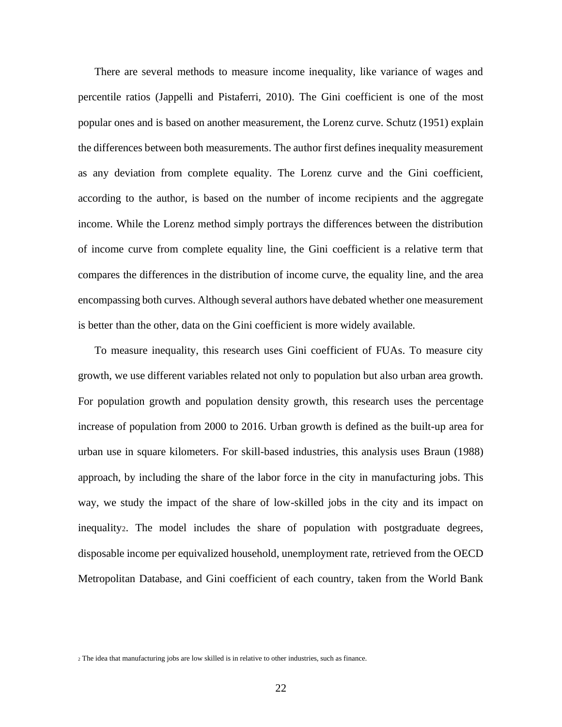There are several methods to measure income inequality, like variance of wages and percentile ratios (Jappelli and Pistaferri, 2010). The Gini coefficient is one of the most popular ones and is based on another measurement, the Lorenz curve. Schutz (1951) explain the differences between both measurements. The author first defines inequality measurement as any deviation from complete equality. The Lorenz curve and the Gini coefficient, according to the author, is based on the number of income recipients and the aggregate income. While the Lorenz method simply portrays the differences between the distribution of income curve from complete equality line, the Gini coefficient is a relative term that compares the differences in the distribution of income curve, the equality line, and the area encompassing both curves. Although several authors have debated whether one measurement is better than the other, data on the Gini coefficient is more widely available.

To measure inequality, this research uses Gini coefficient of FUAs. To measure city growth, we use different variables related not only to population but also urban area growth. For population growth and population density growth, this research uses the percentage increase of population from 2000 to 2016. Urban growth is defined as the built-up area for urban use in square kilometers. For skill-based industries, this analysis uses Braun (1988) approach, by including the share of the labor force in the city in manufacturing jobs. This way, we study the impact of the share of low-skilled jobs in the city and its impact on inequality[2]. The model includes the share of population with postgraduate degrees, disposable income per equivalized household, unemployment rate, retrieved from the OECD Metropolitan Database, and Gini coefficient of each country, taken from the World Bank

[2] The idea that manufacturing jobs are low skilled is in relative to other industries, such as finance.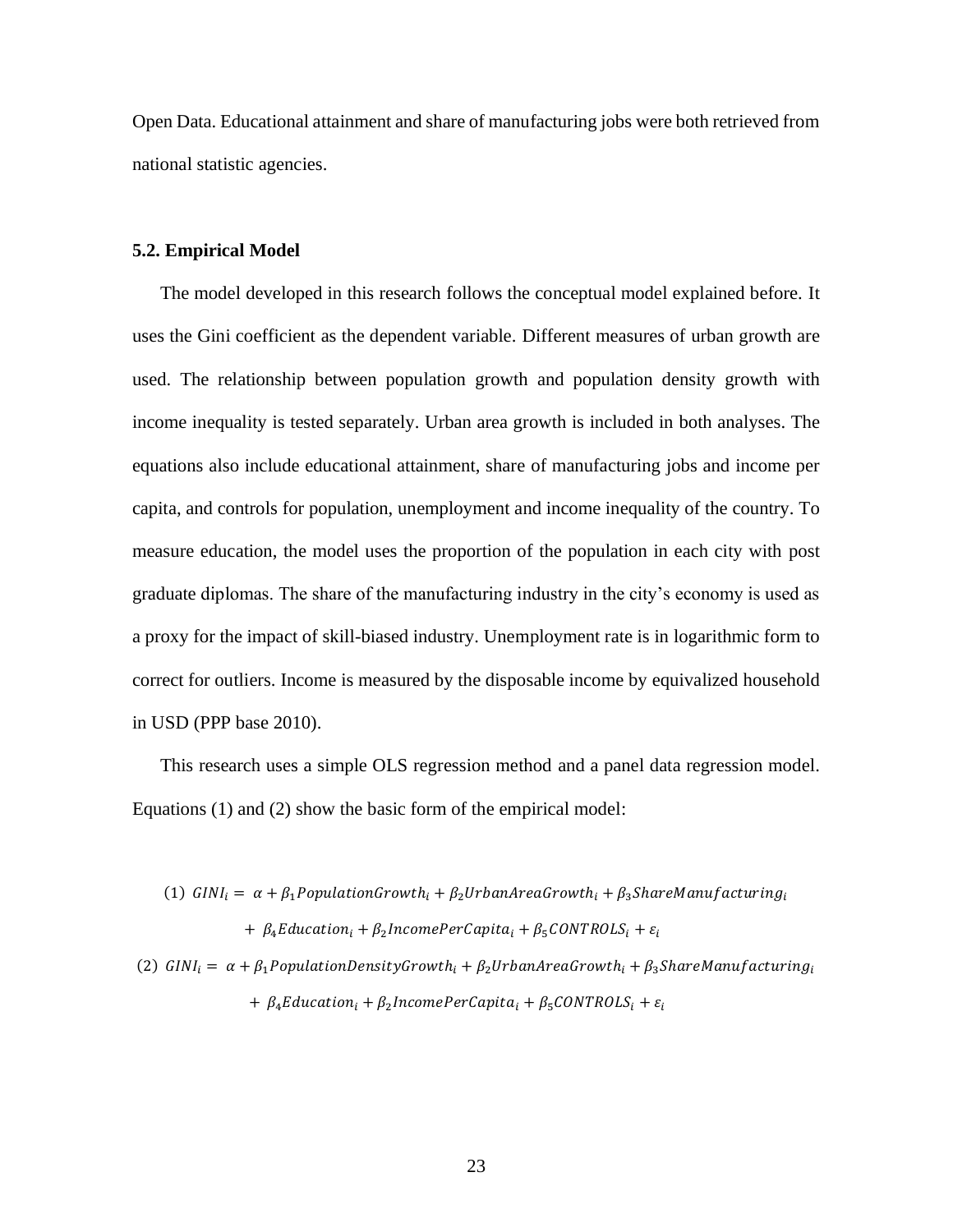Open Data. Educational attainment and share of manufacturing jobs were both retrieved from national statistic agencies.

### 5.2. Empirical Model

The model developed in this research follows the conceptual model explained before. It uses the Gini coefficient as the dependent variable. Different measures of urban growth are used. The relationship between population growth and population density growth with income inequality is tested separately. Urban area growth is included in both analyses. The equations also include educational attainment, share of manufacturing jobs and income per capita, and controls for population, unemployment and income inequality of the country. To measure education, the model uses the proportion of the population in each city with post graduate diplomas. The share of the manufacturing industry in the city's economy is used as a proxy for the impact of skill-biased industry. Unemployment rate is in logarithmic form to correct for outliers. Income is measured by the disposable income by equivalized household in USD (PPP base 2010).

This research uses a simple OLS regression method and a panel data regression model. Equations (1) and (2) show the basic form of the empirical model:

$$\text{(1)}\quad GINI_i = \alpha + \beta_1 PopulationGrowth_i + \beta_2 UrbanAreaGrowth_i + \beta_3 ShareManufacturing_i + \beta_4 Education_i + \beta_2 IncomePerCapita_i + \beta_5 CONTROLS_i + \varepsilon_i$$

$$\text{(2)}\quad GINI_i = \alpha + \beta_1 PopulationDensityGrowth_i + \beta_2 UrbanAreaGrowth_i + \beta_3 ShareManufacturing_i + \beta_4 Education_i + \beta_2 IncomePerCapita_i + \beta_5 CONTROLS_i + \varepsilon_i$$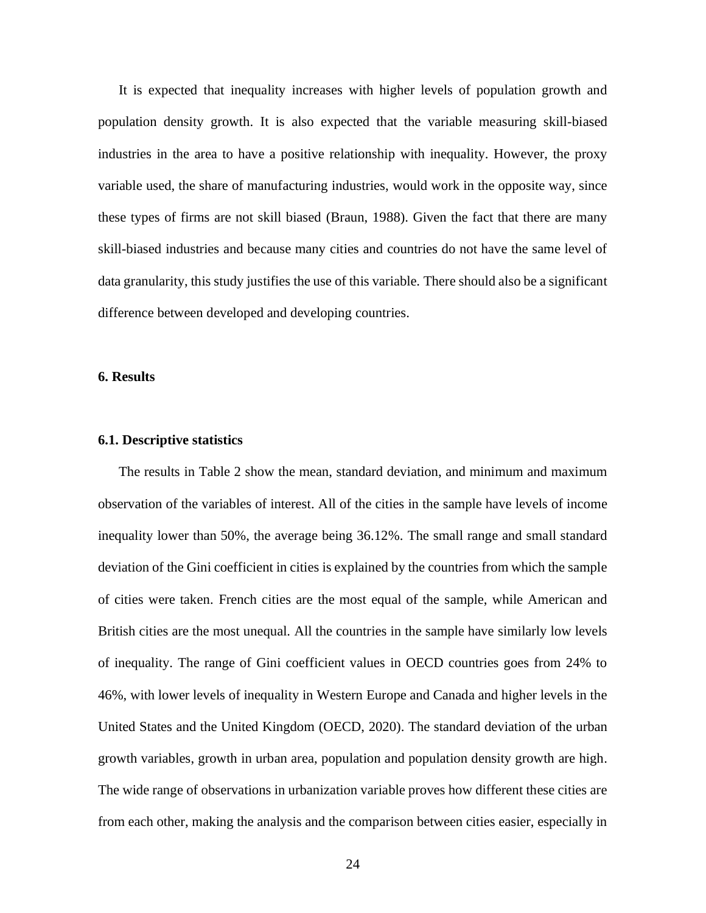It is expected that inequality increases with higher levels of population growth and population density growth. It is also expected that the variable measuring skill-biased industries in the area to have a positive relationship with inequality. However, the proxy variable used, the share of manufacturing industries, would work in the opposite way, since these types of firms are not skill biased (Braun, 1988). Given the fact that there are many skill-biased industries and because many cities and countries do not have the same level of data granularity, this study justifies the use of this variable. There should also be a significant difference between developed and developing countries.

## 6. Results

### 6.1. Descriptive statistics

The results in Table 2 show the mean, standard deviation, and minimum and maximum observation of the variables of interest. All of the cities in the sample have levels of income inequality lower than 50%, the average being 36.12%. The small range and small standard deviation of the Gini coefficient in cities is explained by the countries from which the sample of cities were taken. French cities are the most equal of the sample, while American and British cities are the most unequal. All the countries in the sample have similarly low levels of inequality. The range of Gini coefficient values in OECD countries goes from 24% to 46%, with lower levels of inequality in Western Europe and Canada and higher levels in the United States and the United Kingdom (OECD, 2020). The standard deviation of the urban growth variables, growth in urban area, population and population density growth are high. The wide range of observations in urbanization variable proves how different these cities are from each other, making the analysis and the comparison between cities easier, especially in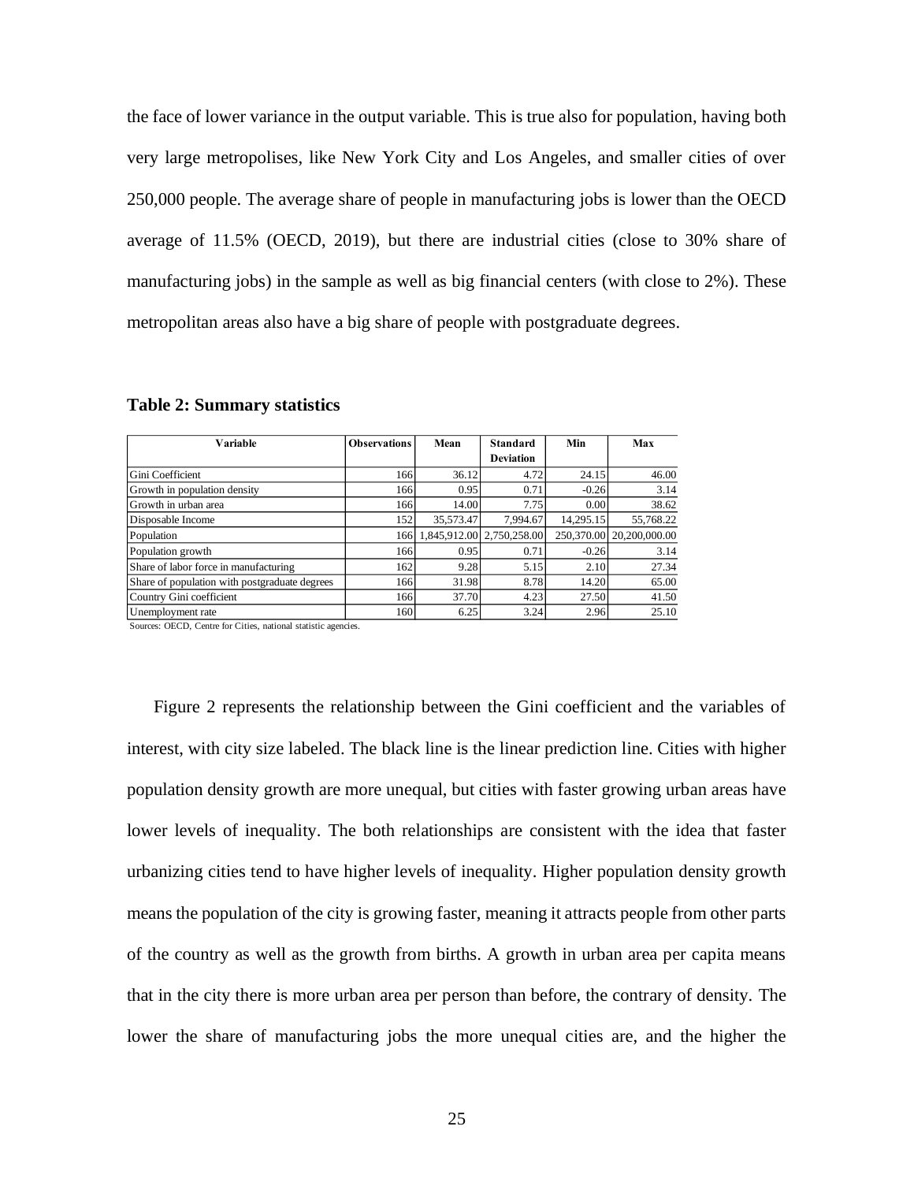the face of lower variance in the output variable. This is true also for population, having both very large metropolises, like New York City and Los Angeles, and smaller cities of over 250,000 people. The average share of people in manufacturing jobs is lower than the OECD average of 11.5% (OECD, 2019), but there are industrial cities (close to 30% share of manufacturing jobs) in the sample as well as big financial centers (with close to 2%). These metropolitan areas also have a big share of people with postgraduate degrees.

**Table 2: Summary statistics**

| Variable | Observations | Mean | Standard Deviation | Min | Max |
|---|---|---|---|---|---|
| Gini Coefficient | 166 | 36.12 | 4.72 | 24.15 | 46.00 |
| Growth in population density | 166 | 0.95 | 0.71 | -0.26 | 3.14 |
| Growth in urban area | 166 | 14.00 | 7.75 | 0.00 | 38.62 |
| Disposable Income | 152 | 35,573.47 | 7,994.67 | 14,295.15 | 55,768.22 |
| Population | 166 | 1,845,912.00 | 2,750,258.00 | 250,370.00 | 20,200,000.00 |
| Population growth | 166 | 0.95 | 0.71 | -0.26 | 3.14 |
| Share of labor force in manufacturing | 162 | 9.28 | 5.15 | 2.10 | 27.34 |
| Share of population with postgraduate degrees | 166 | 31.98 | 8.78 | 14.20 | 65.00 |
| Country Gini coefficient | 166 | 37.70 | 4.23 | 27.50 | 41.50 |
| Unemployment rate | 160 | 6.25 | 3.24 | 2.96 | 25.10 |

Sources: OECD, Centre for Cities, national statistic agencies.

Figure 2 represents the relationship between the Gini coefficient and the variables of interest, with city size labeled. The black line is the linear prediction line. Cities with higher population density growth are more unequal, but cities with faster growing urban areas have lower levels of inequality. The both relationships are consistent with the idea that faster urbanizing cities tend to have higher levels of inequality. Higher population density growth means the population of the city is growing faster, meaning it attracts people from other parts of the country as well as the growth from births. A growth in urban area per capita means that in the city there is more urban area per person than before, the contrary of density. The lower the share of manufacturing jobs the more unequal cities are, and the higher the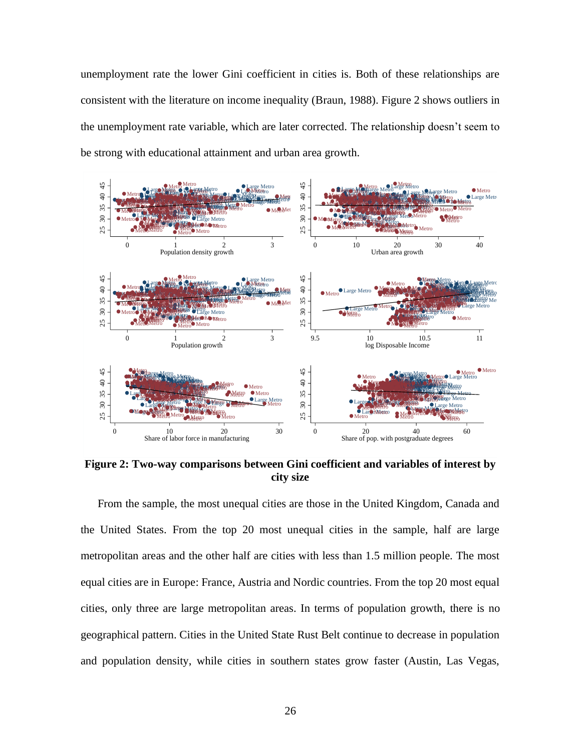unemployment rate the lower Gini coefficient in cities is. Both of these relationships are consistent with the literature on income inequality (Braun, 1988). Figure 2 shows outliers in the unemployment rate variable, which are later corrected. The relationship doesn't seem to be strong with educational attainment and urban area growth.

Population density growth

Urban area growth

Population growth

log Disposable Income

Share of labor force in manufacturing

Share of pop. with postgraduate degrees

**Figure 2: Two-way comparisons between Gini coefficient and variables of interest by city size**

From the sample, the most unequal cities are those in the United Kingdom, Canada and the United States. From the top 20 most unequal cities in the sample, half are large metropolitan areas and the other half are cities with less than 1.5 million people. The most equal cities are in Europe: France, Austria and Nordic countries. From the top 20 most equal cities, only three are large metropolitan areas. In terms of population growth, there is no geographical pattern. Cities in the United State Rust Belt continue to decrease in population and population density, while cities in southern states grow faster (Austin, Las Vegas,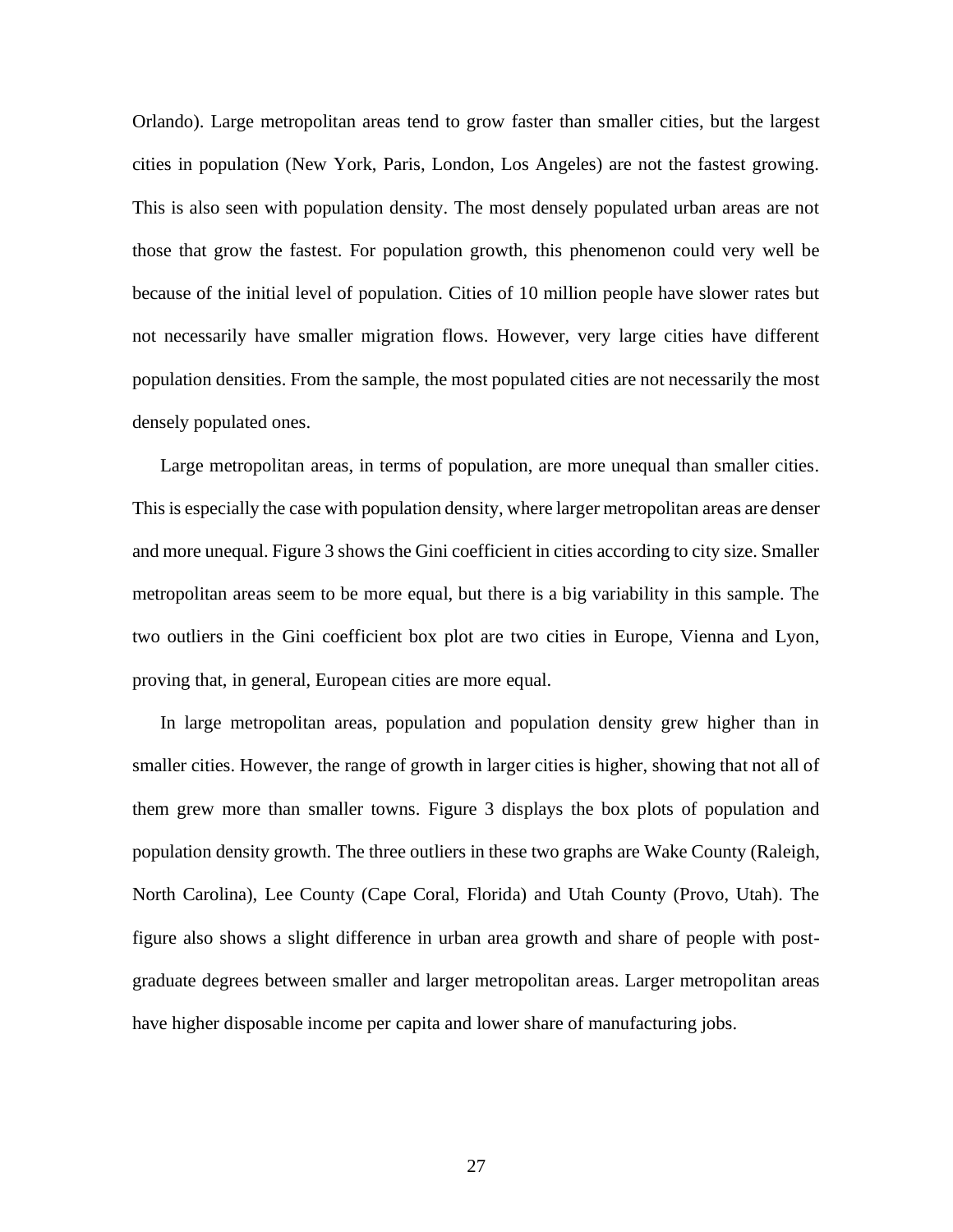Orlando). Large metropolitan areas tend to grow faster than smaller cities, but the largest cities in population (New York, Paris, London, Los Angeles) are not the fastest growing. This is also seen with population density. The most densely populated urban areas are not those that grow the fastest. For population growth, this phenomenon could very well be because of the initial level of population. Cities of 10 million people have slower rates but not necessarily have smaller migration flows. However, very large cities have different population densities. From the sample, the most populated cities are not necessarily the most densely populated ones.

Large metropolitan areas, in terms of population, are more unequal than smaller cities. This is especially the case with population density, where larger metropolitan areas are denser and more unequal. Figure 3 shows the Gini coefficient in cities according to city size. Smaller metropolitan areas seem to be more equal, but there is a big variability in this sample. The two outliers in the Gini coefficient box plot are two cities in Europe, Vienna and Lyon, proving that, in general, European cities are more equal.

In large metropolitan areas, population and population density grew higher than in smaller cities. However, the range of growth in larger cities is higher, showing that not all of them grew more than smaller towns. Figure 3 displays the box plots of population and population density growth. The three outliers in these two graphs are Wake County (Raleigh, North Carolina), Lee County (Cape Coral, Florida) and Utah County (Provo, Utah). The figure also shows a slight difference in urban area growth and share of people with post-graduate degrees between smaller and larger metropolitan areas. Larger metropolitan areas have higher disposable income per capita and lower share of manufacturing jobs.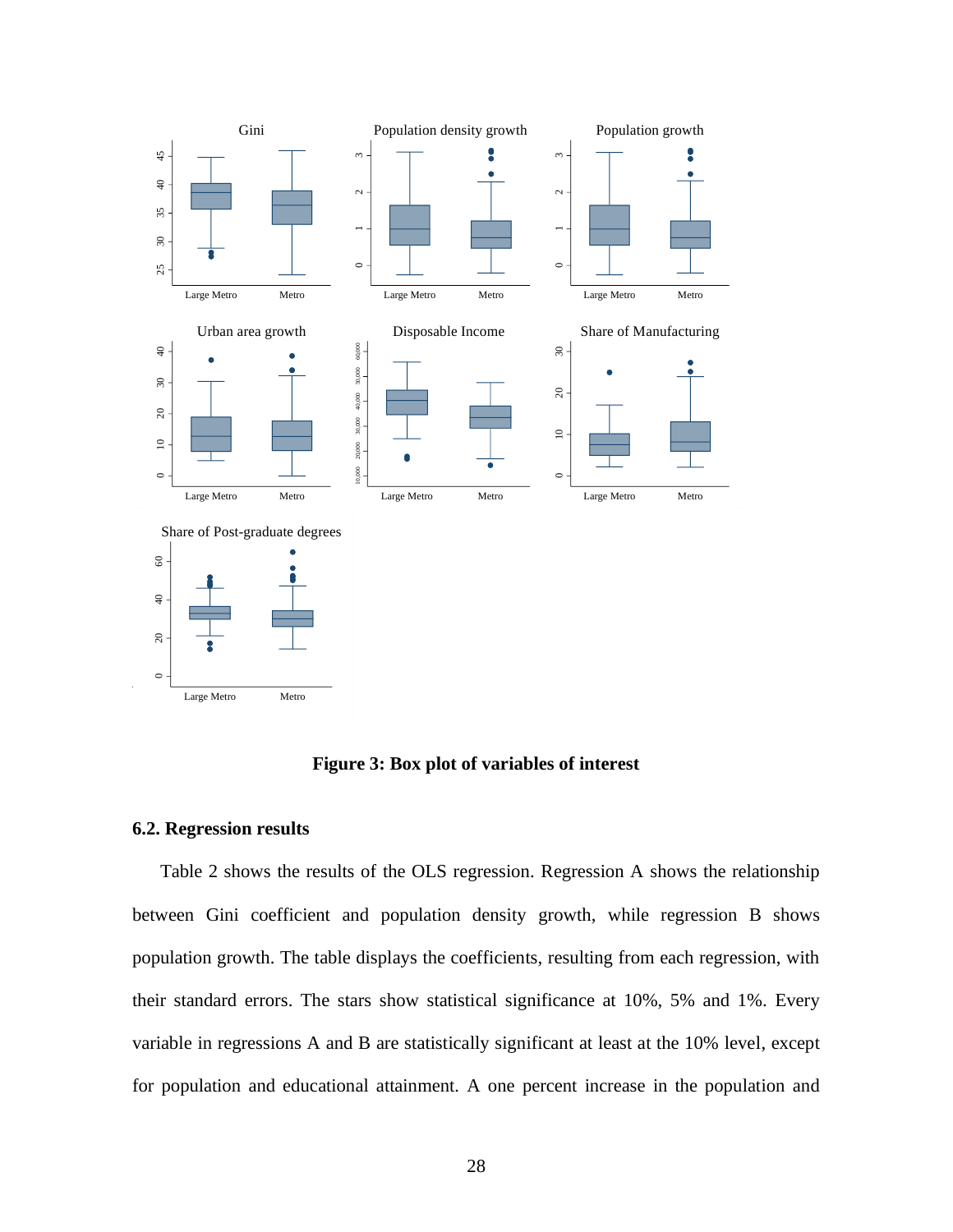Gini

45
40
35
30
25

Large Metro Metro

Population density growth

3
2
1
0

Large Metro Metro

Population growth

3
2
1
0

Large Metro Metro

Urban area growth

40
30
20
10
0

Large Metro Metro

Disposable Income

60,000
50,000
40,000
30,000
20,000
10,000

Large Metro Metro

Share of Manufacturing

30
20
10
0

Large Metro Metro

Share of Post-graduate degrees

60
40
20
0

Large Metro Metro

**Figure 3: Box plot of variables of interest**

### 6.2. Regression results

Table 2 shows the results of the OLS regression. Regression A shows the relationship between Gini coefficient and population density growth, while regression B shows population growth. The table displays the coefficients, resulting from each regression, with their standard errors. The stars show statistical significance at 10%, 5% and 1%. Every variable in regressions A and B are statistically significant at least at the 10% level, except for population and educational attainment. A one percent increase in the population and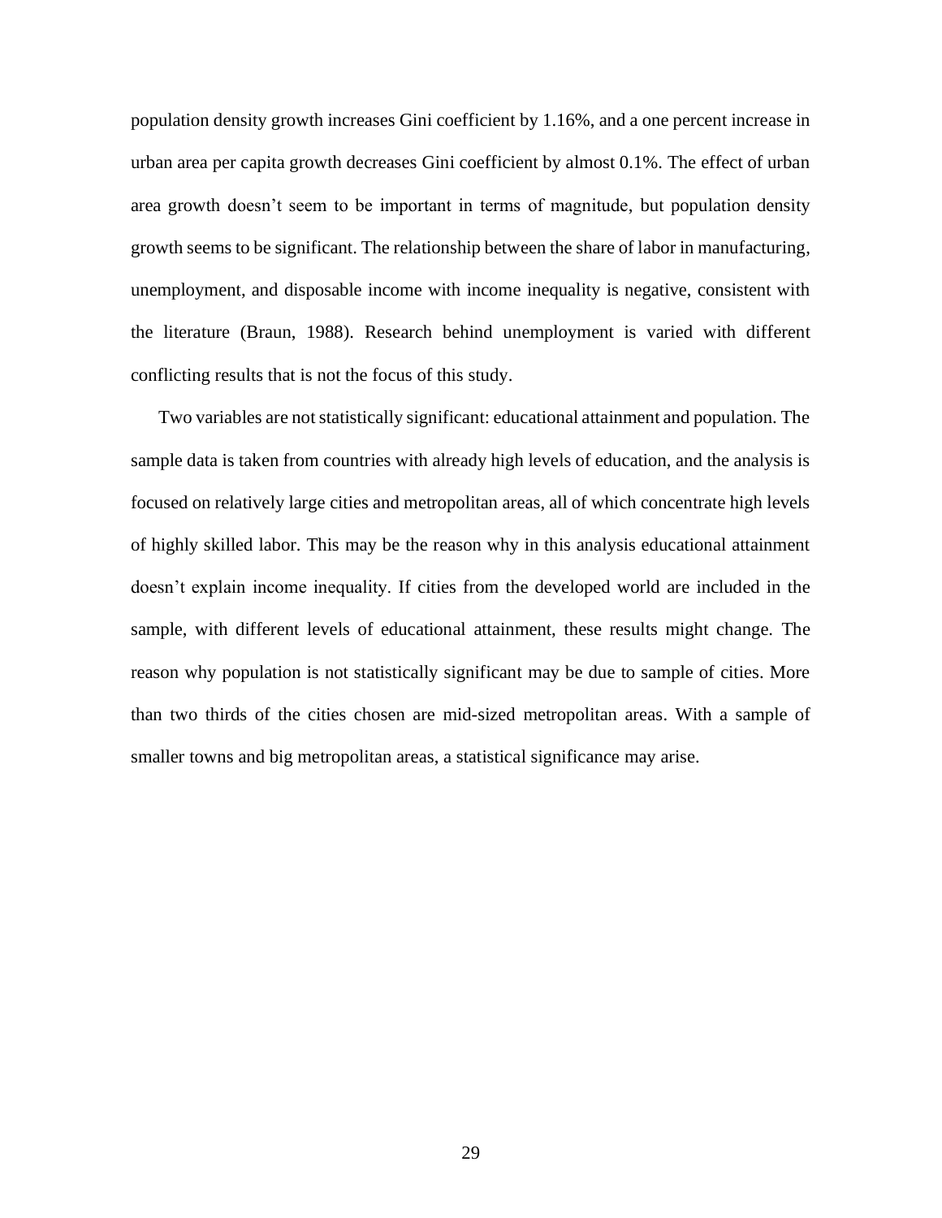population density growth increases Gini coefficient by 1.16%, and a one percent increase in urban area per capita growth decreases Gini coefficient by almost 0.1%. The effect of urban area growth doesn't seem to be important in terms of magnitude, but population density growth seems to be significant. The relationship between the share of labor in manufacturing, unemployment, and disposable income with income inequality is negative, consistent with the literature (Braun, 1988). Research behind unemployment is varied with different conflicting results that is not the focus of this study.

Two variables are not statistically significant: educational attainment and population. The sample data is taken from countries with already high levels of education, and the analysis is focused on relatively large cities and metropolitan areas, all of which concentrate high levels of highly skilled labor. This may be the reason why in this analysis educational attainment doesn't explain income inequality. If cities from the developed world are included in the sample, with different levels of educational attainment, these results might change. The reason why population is not statistically significant may be due to sample of cities. More than two thirds of the cities chosen are mid-sized metropolitan areas. With a sample of smaller towns and big metropolitan areas, a statistical significance may arise.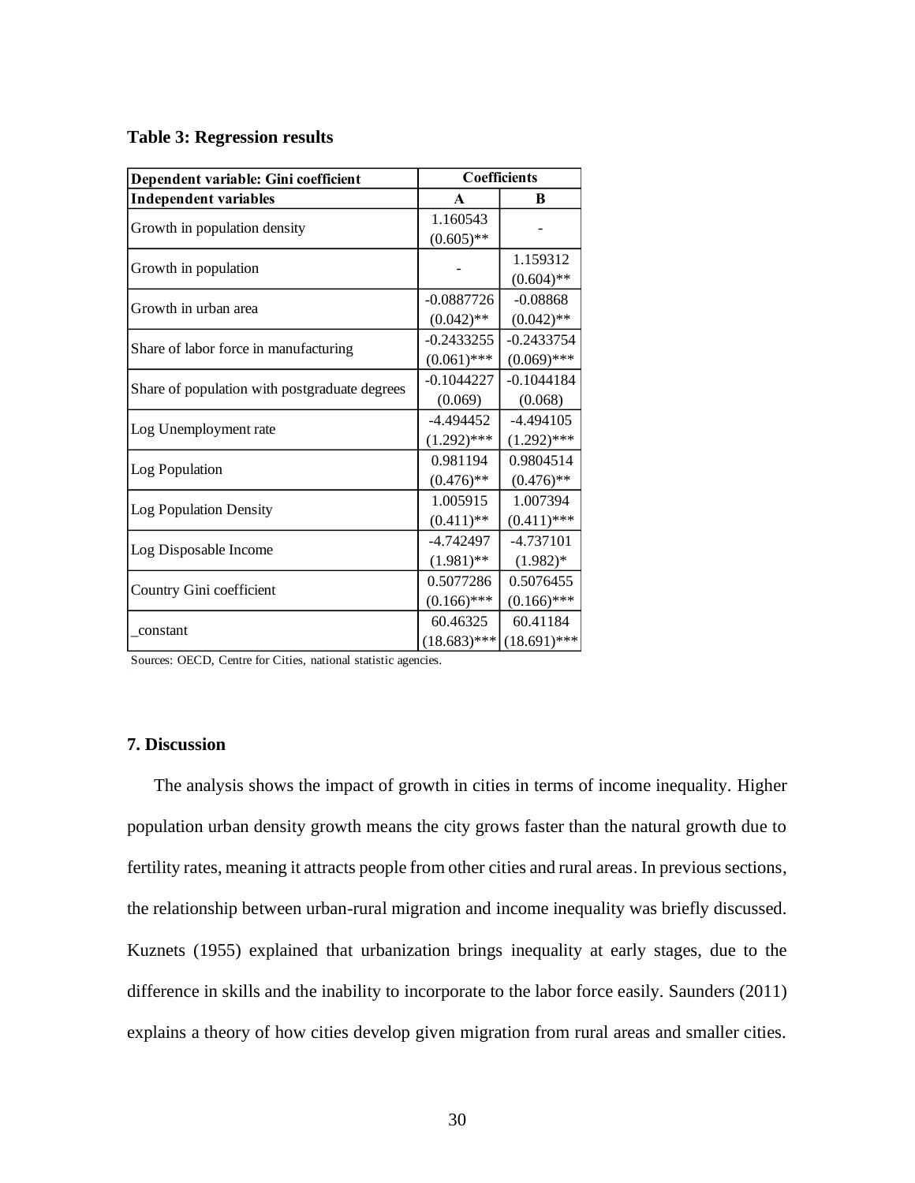**Table 3: Regression results**

| Dependent variable: Gini coefficient | Coefficients | |
|---|---|---|
| **Independent variables** | **A** | **B** |
| Growth in population density | 1.160543 (0.605)** | - |
| Growth in population | - | 1.159312 (0.604)** |
| Growth in urban area | -0.0887726 (0.042)** | -0.08868 (0.042)** |
| Share of labor force in manufacturing | -0.2433255 (0.061)*** | -0.2433754 (0.069)*** |
| Share of population with postgraduate degrees | -0.1044227 (0.069) | -0.1044184 (0.068) |
| Log Unemployment rate | -4.494452 (1.292)*** | -4.494105 (1.292)*** |
| Log Population | 0.981194 (0.476)** | 0.9804514 (0.476)** |
| Log Population Density | 1.005915 (0.411)** | 1.007394 (0.411)*** |
| Log Disposable Income | -4.742497 (1.981)** | -4.737101 (1.982)* |
| Country Gini coefficient | 0.5077286 (0.166)*** | 0.5076455 (0.166)*** |
| _constant | 60.46325 (18.683)*** | 60.41184 (18.691)*** |

Sources: OECD, Centre for Cities, national statistic agencies.

## 7. Discussion

The analysis shows the impact of growth in cities in terms of income inequality. Higher population urban density growth means the city grows faster than the natural growth due to fertility rates, meaning it attracts people from other cities and rural areas. In previous sections, the relationship between urban-rural migration and income inequality was briefly discussed. Kuznets (1955) explained that urbanization brings inequality at early stages, due to the difference in skills and the inability to incorporate to the labor force easily. Saunders (2011) explains a theory of how cities develop given migration from rural areas and smaller cities.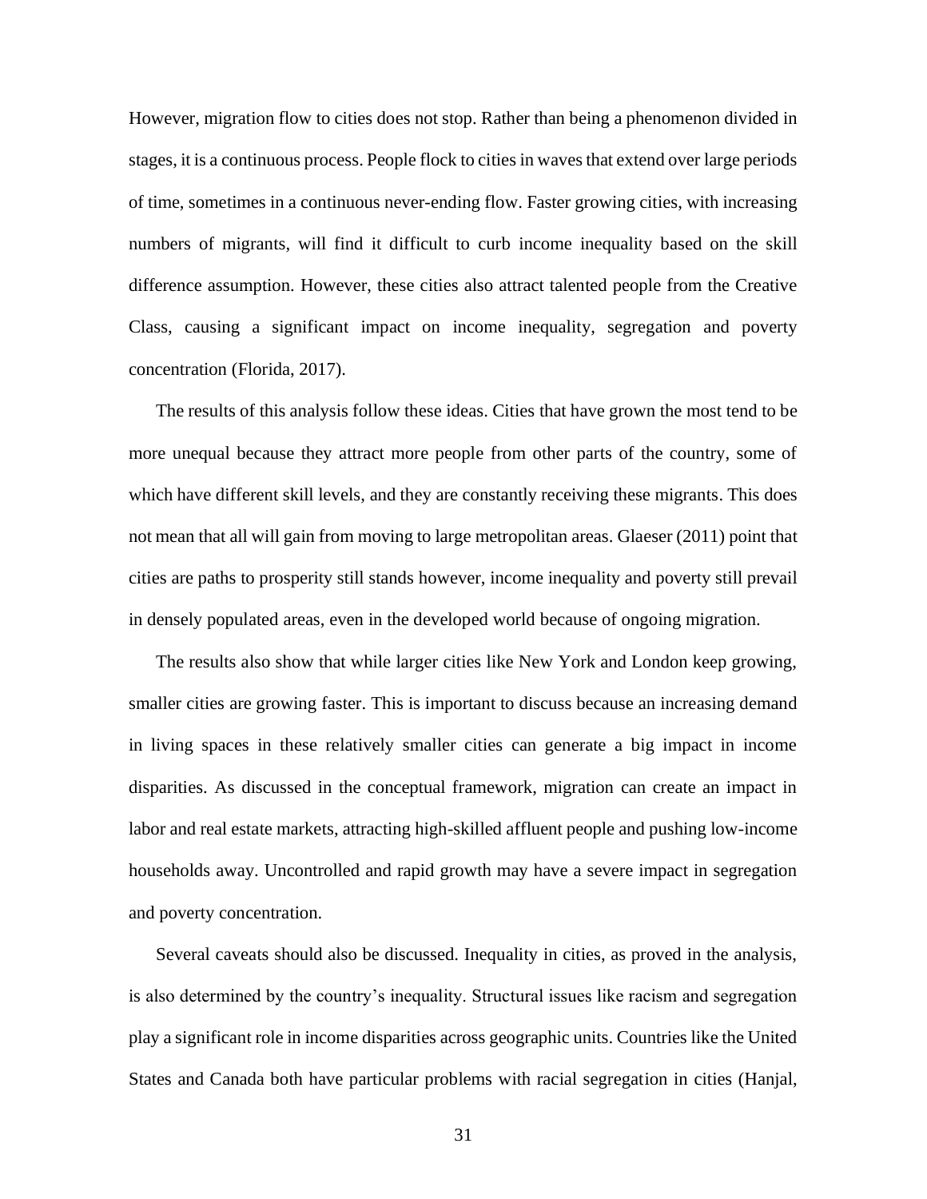However, migration flow to cities does not stop. Rather than being a phenomenon divided in stages, it is a continuous process. People flock to cities in waves that extend over large periods of time, sometimes in a continuous never-ending flow. Faster growing cities, with increasing numbers of migrants, will find it difficult to curb income inequality based on the skill difference assumption. However, these cities also attract talented people from the Creative Class, causing a significant impact on income inequality, segregation and poverty concentration (Florida, 2017).

The results of this analysis follow these ideas. Cities that have grown the most tend to be more unequal because they attract more people from other parts of the country, some of which have different skill levels, and they are constantly receiving these migrants. This does not mean that all will gain from moving to large metropolitan areas. Glaeser (2011) point that cities are paths to prosperity still stands however, income inequality and poverty still prevail in densely populated areas, even in the developed world because of ongoing migration.

The results also show that while larger cities like New York and London keep growing, smaller cities are growing faster. This is important to discuss because an increasing demand in living spaces in these relatively smaller cities can generate a big impact in income disparities. As discussed in the conceptual framework, migration can create an impact in labor and real estate markets, attracting high-skilled affluent people and pushing low-income households away. Uncontrolled and rapid growth may have a severe impact in segregation and poverty concentration.

Several caveats should also be discussed. Inequality in cities, as proved in the analysis, is also determined by the country's inequality. Structural issues like racism and segregation play a significant role in income disparities across geographic units. Countries like the United States and Canada both have particular problems with racial segregation in cities (Hanjal,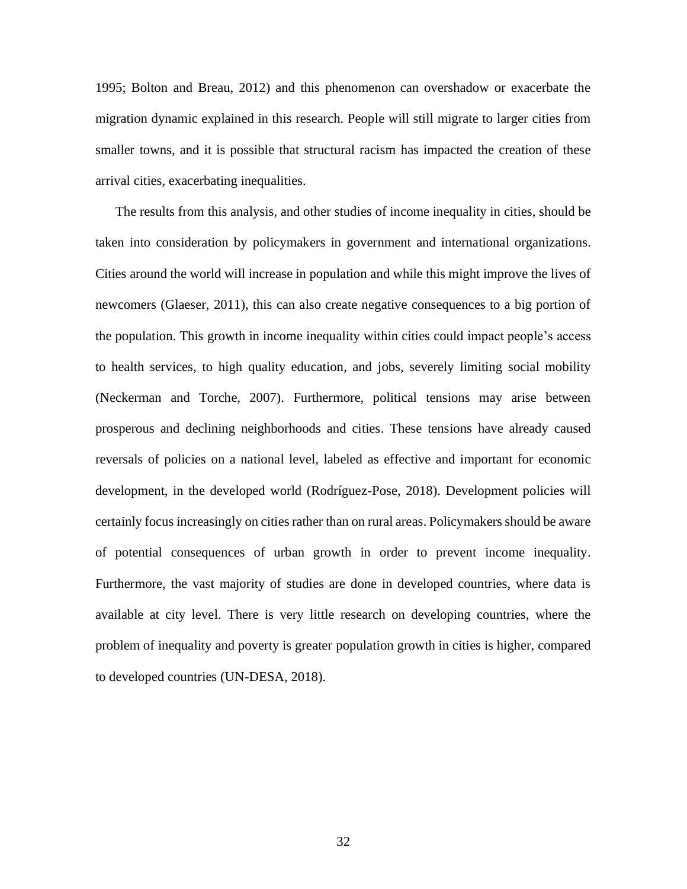1995; Bolton and Breau, 2012) and this phenomenon can overshadow or exacerbate the migration dynamic explained in this research. People will still migrate to larger cities from smaller towns, and it is possible that structural racism has impacted the creation of these arrival cities, exacerbating inequalities.

The results from this analysis, and other studies of income inequality in cities, should be taken into consideration by policymakers in government and international organizations. Cities around the world will increase in population and while this might improve the lives of newcomers (Glaeser, 2011), this can also create negative consequences to a big portion of the population. This growth in income inequality within cities could impact people's access to health services, to high quality education, and jobs, severely limiting social mobility (Neckerman and Torche, 2007). Furthermore, political tensions may arise between prosperous and declining neighborhoods and cities. These tensions have already caused reversals of policies on a national level, labeled as effective and important for economic development, in the developed world (Rodríguez-Pose, 2018). Development policies will certainly focus increasingly on cities rather than on rural areas. Policymakers should be aware of potential consequences of urban growth in order to prevent income inequality. Furthermore, the vast majority of studies are done in developed countries, where data is available at city level. There is very little research on developing countries, where the problem of inequality and poverty is greater population growth in cities is higher, compared to developed countries (UN-DESA, 2018).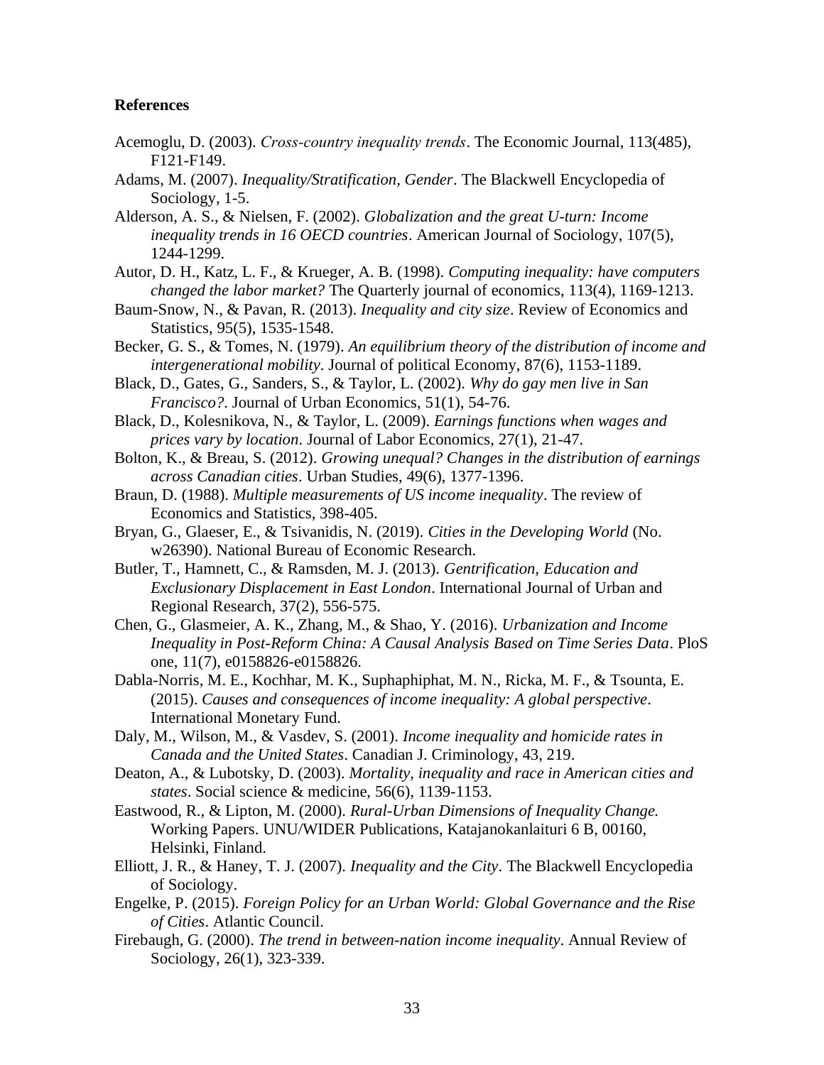**References**

Acemoglu, D. (2003). *Cross-country inequality trends*. The Economic Journal, 113(485), F121-F149.

Adams, M. (2007). *Inequality/Stratification, Gender*. The Blackwell Encyclopedia of Sociology, 1-5.

Alderson, A. S., & Nielsen, F. (2002). *Globalization and the great U-turn: Income inequality trends in 16 OECD countries*. American Journal of Sociology, 107(5), 1244-1299.

Autor, D. H., Katz, L. F., & Krueger, A. B. (1998). *Computing inequality: have computers changed the labor market?* The Quarterly journal of economics, 113(4), 1169-1213.

Baum-Snow, N., & Pavan, R. (2013). *Inequality and city size*. Review of Economics and Statistics, 95(5), 1535-1548.

Becker, G. S., & Tomes, N. (1979). *An equilibrium theory of the distribution of income and intergenerational mobility*. Journal of political Economy, 87(6), 1153-1189.

Black, D., Gates, G., Sanders, S., & Taylor, L. (2002). *Why do gay men live in San Francisco?*. Journal of Urban Economics, 51(1), 54-76.

Black, D., Kolesnikova, N., & Taylor, L. (2009). *Earnings functions when wages and prices vary by location*. Journal of Labor Economics, 27(1), 21-47.

Bolton, K., & Breau, S. (2012). *Growing unequal? Changes in the distribution of earnings across Canadian cities*. Urban Studies, 49(6), 1377-1396.

Braun, D. (1988). *Multiple measurements of US income inequality*. The review of Economics and Statistics, 398-405.

Bryan, G., Glaeser, E., & Tsivanidis, N. (2019). *Cities in the Developing World* (No. w26390). National Bureau of Economic Research.

Butler, T., Hamnett, C., & Ramsden, M. J. (2013). *Gentrification, Education and Exclusionary Displacement in East London*. International Journal of Urban and Regional Research, 37(2), 556-575.

Chen, G., Glasmeier, A. K., Zhang, M., & Shao, Y. (2016). *Urbanization and Income Inequality in Post-Reform China: A Causal Analysis Based on Time Series Data*. PloS one, 11(7), e0158826-e0158826.

Dabla-Norris, M. E., Kochhar, M. K., Suphaphiphat, M. N., Ricka, M. F., & Tsounta, E. (2015). *Causes and consequences of income inequality: A global perspective*. International Monetary Fund.

Daly, M., Wilson, M., & Vasdev, S. (2001). *Income inequality and homicide rates in Canada and the United States*. Canadian J. Criminology, 43, 219.

Deaton, A., & Lubotsky, D. (2003). *Mortality, inequality and race in American cities and states*. Social science & medicine, 56(6), 1139-1153.

Eastwood, R., & Lipton, M. (2000). *Rural-Urban Dimensions of Inequality Change.* Working Papers. UNU/WIDER Publications, Katajanokanlaituri 6 B, 00160, Helsinki, Finland.

Elliott, J. R., & Haney, T. J. (2007). *Inequality and the City*. The Blackwell Encyclopedia of Sociology.

Engelke, P. (2015). *Foreign Policy for an Urban World: Global Governance and the Rise of Cities*. Atlantic Council.

Firebaugh, G. (2000). *The trend in between-nation income inequality*. Annual Review of Sociology, 26(1), 323-339.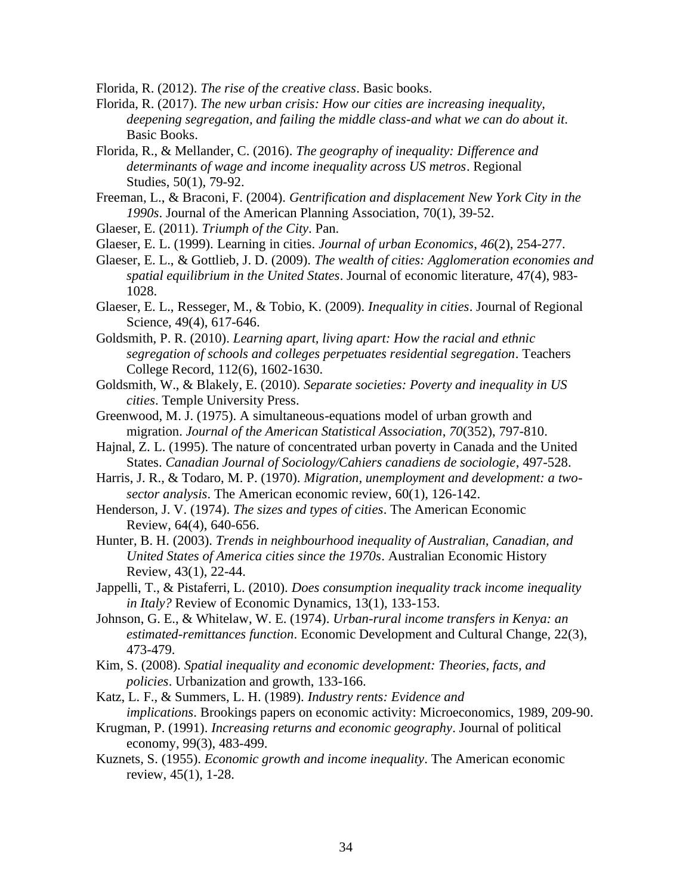Florida, R. (2012). *The rise of the creative class*. Basic books.

Florida, R. (2017). *The new urban crisis: How our cities are increasing inequality, deepening segregation, and failing the middle class-and what we can do about it*. Basic Books.

Florida, R., & Mellander, C. (2016). *The geography of inequality: Difference and determinants of wage and income inequality across US metros*. Regional Studies, 50(1), 79-92.

Freeman, L., & Braconi, F. (2004). *Gentrification and displacement New York City in the 1990s*. Journal of the American Planning Association, 70(1), 39-52.

Glaeser, E. (2011). *Triumph of the City*. Pan.

Glaeser, E. L. (1999). Learning in cities. *Journal of urban Economics*, *46*(2), 254-277.

Glaeser, E. L., & Gottlieb, J. D. (2009). *The wealth of cities: Agglomeration economies and spatial equilibrium in the United States*. Journal of economic literature, 47(4), 983-1028.

Glaeser, E. L., Resseger, M., & Tobio, K. (2009). *Inequality in cities*. Journal of Regional Science, 49(4), 617-646.

Goldsmith, P. R. (2010). *Learning apart, living apart: How the racial and ethnic segregation of schools and colleges perpetuates residential segregation*. Teachers College Record, 112(6), 1602-1630.

Goldsmith, W., & Blakely, E. (2010). *Separate societies: Poverty and inequality in US cities*. Temple University Press.

Greenwood, M. J. (1975). A simultaneous-equations model of urban growth and migration. *Journal of the American Statistical Association*, *70*(352), 797-810.

Hajnal, Z. L. (1995). The nature of concentrated urban poverty in Canada and the United States. *Canadian Journal of Sociology/Cahiers canadiens de sociologie*, 497-528.

Harris, J. R., & Todaro, M. P. (1970). *Migration, unemployment and development: a two-sector analysis*. The American economic review, 60(1), 126-142.

Henderson, J. V. (1974). *The sizes and types of cities*. The American Economic Review, 64(4), 640-656.

Hunter, B. H. (2003). *Trends in neighbourhood inequality of Australian, Canadian, and United States of America cities since the 1970s*. Australian Economic History Review, 43(1), 22-44.

Jappelli, T., & Pistaferri, L. (2010). *Does consumption inequality track income inequality in Italy?* Review of Economic Dynamics, 13(1), 133-153.

Johnson, G. E., & Whitelaw, W. E. (1974). *Urban-rural income transfers in Kenya: an estimated-remittances function*. Economic Development and Cultural Change, 22(3), 473-479.

Kim, S. (2008). *Spatial inequality and economic development: Theories, facts, and policies*. Urbanization and growth, 133-166.

Katz, L. F., & Summers, L. H. (1989). *Industry rents: Evidence and implications*. Brookings papers on economic activity: Microeconomics, 1989, 209-90.

Krugman, P. (1991). *Increasing returns and economic geography*. Journal of political economy, 99(3), 483-499.

Kuznets, S. (1955). *Economic growth and income inequality*. The American economic review, 45(1), 1-28.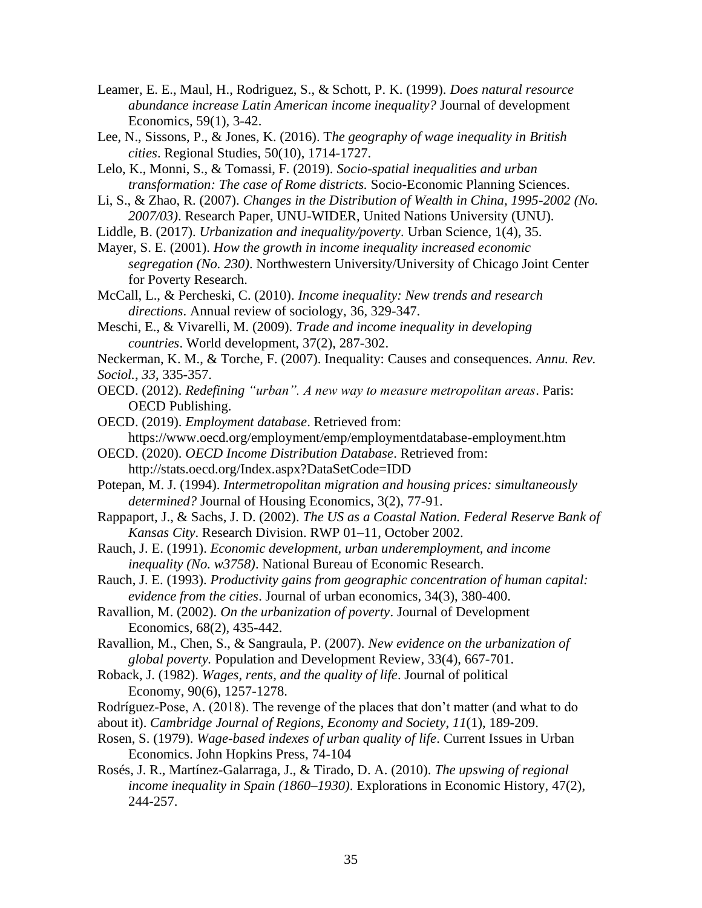Leamer, E. E., Maul, H., Rodriguez, S., & Schott, P. K. (1999). *Does natural resource abundance increase Latin American income inequality?* Journal of development Economics, 59(1), 3-42.

Lee, N., Sissons, P., & Jones, K. (2016). T*he geography of wage inequality in British cities*. Regional Studies, 50(10), 1714-1727.

Lelo, K., Monni, S., & Tomassi, F. (2019). *Socio-spatial inequalities and urban transformation: The case of Rome districts.* Socio-Economic Planning Sciences.

Li, S., & Zhao, R. (2007). *Changes in the Distribution of Wealth in China, 1995-2002 (No. 2007/03)*. Research Paper, UNU-WIDER, United Nations University (UNU).

Liddle, B. (2017). *Urbanization and inequality/poverty*. Urban Science, 1(4), 35.

Mayer, S. E. (2001). *How the growth in income inequality increased economic segregation (No. 230)*. Northwestern University/University of Chicago Joint Center for Poverty Research.

McCall, L., & Percheski, C. (2010). *Income inequality: New trends and research directions*. Annual review of sociology, 36, 329-347.

Meschi, E., & Vivarelli, M. (2009). *Trade and income inequality in developing countries*. World development, 37(2), 287-302.

Neckerman, K. M., & Torche, F. (2007). Inequality: Causes and consequences. *Annu. Rev. Sociol.*, *33*, 335-357.

OECD. (2012). *Redefining "urban". A new way to measure metropolitan areas*. Paris: OECD Publishing.

OECD. (2019). *Employment database*. Retrieved from: https://www.oecd.org/employment/emp/employmentdatabase-employment.htm

OECD. (2020). *OECD Income Distribution Database*. Retrieved from: http://stats.oecd.org/Index.aspx?DataSetCode=IDD

Potepan, M. J. (1994). *Intermetropolitan migration and housing prices: simultaneously determined?* Journal of Housing Economics, 3(2), 77-91.

Rappaport, J., & Sachs, J. D. (2002). *The US as a Coastal Nation. Federal Reserve Bank of Kansas City*. Research Division. RWP 01–11, October 2002.

Rauch, J. E. (1991). *Economic development, urban underemployment, and income inequality (No. w3758)*. National Bureau of Economic Research.

Rauch, J. E. (1993). *Productivity gains from geographic concentration of human capital: evidence from the cities*. Journal of urban economics, 34(3), 380-400.

Ravallion, M. (2002). *On the urbanization of poverty*. Journal of Development Economics, 68(2), 435-442.

Ravallion, M., Chen, S., & Sangraula, P. (2007). *New evidence on the urbanization of global poverty.* Population and Development Review, 33(4), 667-701.

Roback, J. (1982). *Wages, rents, and the quality of life*. Journal of political Economy, 90(6), 1257-1278.

Rodríguez-Pose, A. (2018). The revenge of the places that don't matter (and what to do about it). *Cambridge Journal of Regions, Economy and Society*, *11*(1), 189-209.

Rosen, S. (1979). *Wage-based indexes of urban quality of life*. Current Issues in Urban Economics. John Hopkins Press, 74-104

Rosés, J. R., Martínez-Galarraga, J., & Tirado, D. A. (2010). *The upswing of regional income inequality in Spain (1860–1930)*. Explorations in Economic History, 47(2), 244-257.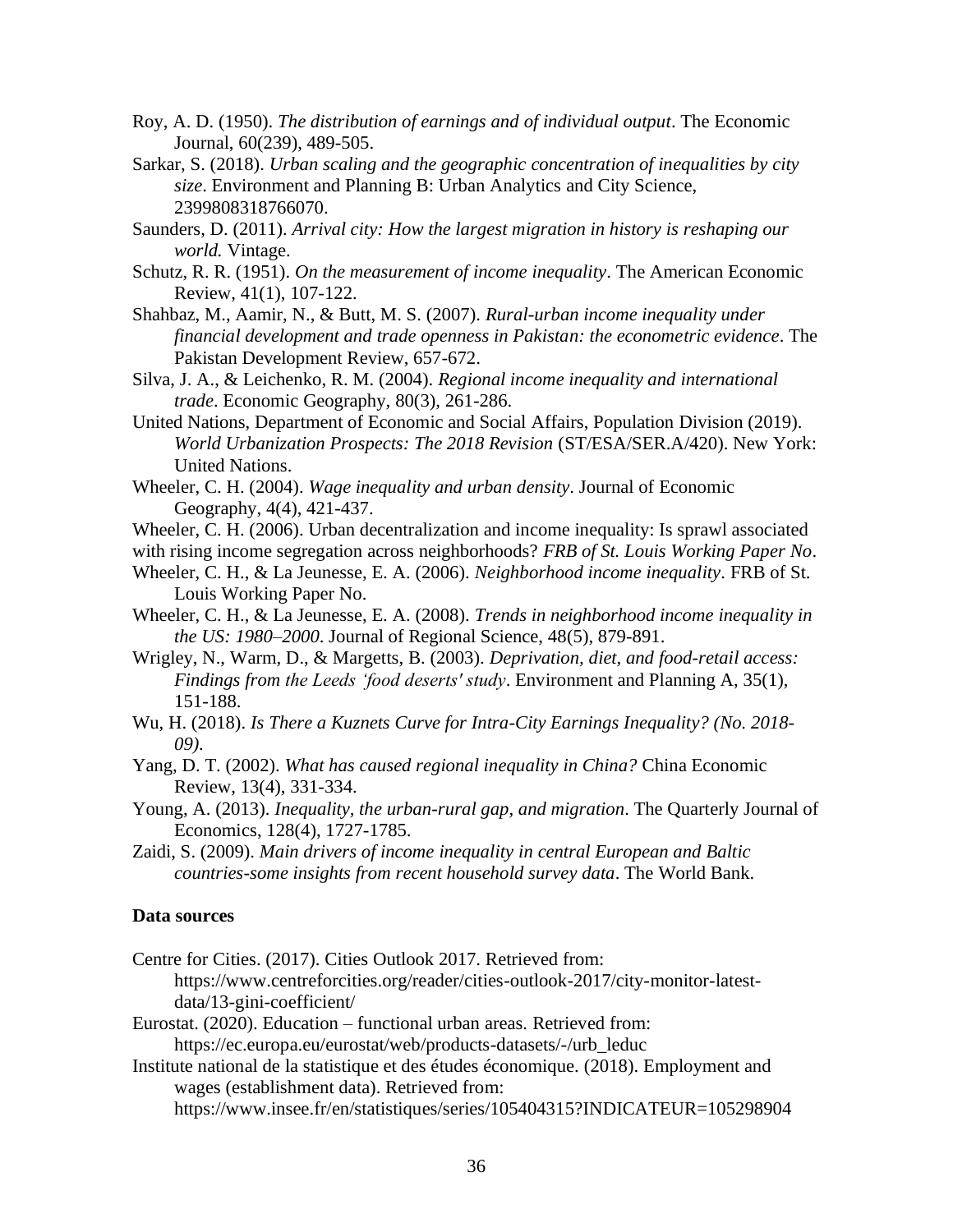Roy, A. D. (1950). *The distribution of earnings and of individual output*. The Economic Journal, 60(239), 489-505.

Sarkar, S. (2018). *Urban scaling and the geographic concentration of inequalities by city size*. Environment and Planning B: Urban Analytics and City Science, 2399808318766070.

Saunders, D. (2011). *Arrival city: How the largest migration in history is reshaping our world.* Vintage.

Schutz, R. R. (1951). *On the measurement of income inequality*. The American Economic Review, 41(1), 107-122.

Shahbaz, M., Aamir, N., & Butt, M. S. (2007). *Rural-urban income inequality under financial development and trade openness in Pakistan: the econometric evidence*. The Pakistan Development Review, 657-672.

Silva, J. A., & Leichenko, R. M. (2004). *Regional income inequality and international trade*. Economic Geography, 80(3), 261-286.

United Nations, Department of Economic and Social Affairs, Population Division (2019). *World Urbanization Prospects: The 2018 Revision* (ST/ESA/SER.A/420). New York: United Nations.

Wheeler, C. H. (2004). *Wage inequality and urban density*. Journal of Economic Geography, 4(4), 421-437.

Wheeler, C. H. (2006). Urban decentralization and income inequality: Is sprawl associated with rising income segregation across neighborhoods? *FRB of St. Louis Working Paper No*.

Wheeler, C. H., & La Jeunesse, E. A. (2006). *Neighborhood income inequality*. FRB of St. Louis Working Paper No.

Wheeler, C. H., & La Jeunesse, E. A. (2008). *Trends in neighborhood income inequality in the US: 1980–2000*. Journal of Regional Science, 48(5), 879-891.

Wrigley, N., Warm, D., & Margetts, B. (2003). *Deprivation, diet, and food-retail access: Findings from the Leeds 'food deserts' study*. Environment and Planning A, 35(1), 151-188.

Wu, H. (2018). *Is There a Kuznets Curve for Intra-City Earnings Inequality? (No. 2018-09)*.

Yang, D. T. (2002). *What has caused regional inequality in China?* China Economic Review, 13(4), 331-334.

Young, A. (2013). *Inequality, the urban-rural gap, and migration*. The Quarterly Journal of Economics, 128(4), 1727-1785.

Zaidi, S. (2009). *Main drivers of income inequality in central European and Baltic countries-some insights from recent household survey data*. The World Bank.

**Data sources**

Centre for Cities. (2017). Cities Outlook 2017. Retrieved from: https://www.centreforcities.org/reader/cities-outlook-2017/city-monitor-latest-data/13-gini-coefficient/

Eurostat. (2020). Education – functional urban areas. Retrieved from: https://ec.europa.eu/eurostat/web/products-datasets/-/urb_leduc

Institute national de la statistique et des études économique. (2018). Employment and wages (establishment data). Retrieved from: https://www.insee.fr/en/statistiques/series/105404315?INDICATEUR=105298904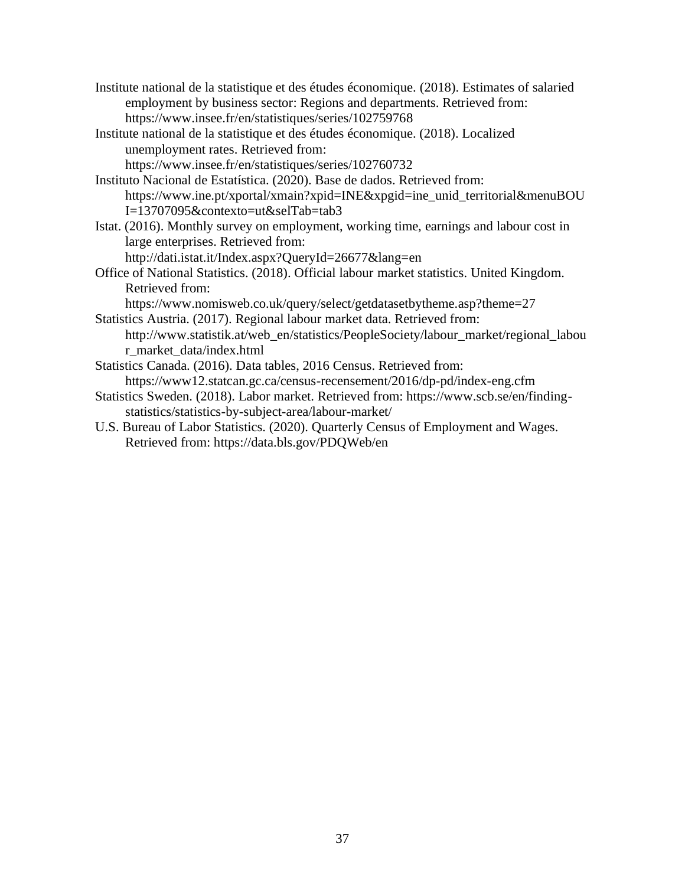Institute national de la statistique et des études économique. (2018). Estimates of salaried employment by business sector: Regions and departments. Retrieved from: https://www.insee.fr/en/statistiques/series/102759768

Institute national de la statistique et des études économique. (2018). Localized unemployment rates. Retrieved from: https://www.insee.fr/en/statistiques/series/102760732

Instituto Nacional de Estatística. (2020). Base de dados. Retrieved from: https://www.ine.pt/xportal/xmain?xpid=INE&xpgid=ine_unid_territorial&menuBOUI=13707095&contexto=ut&selTab=tab3

Istat. (2016). Monthly survey on employment, working time, earnings and labour cost in large enterprises. Retrieved from: http://dati.istat.it/Index.aspx?QueryId=26677&lang=en

Office of National Statistics. (2018). Official labour market statistics. United Kingdom. Retrieved from: https://www.nomisweb.co.uk/query/select/getdatasetbytheme.asp?theme=27

Statistics Austria. (2017). Regional labour market data. Retrieved from: http://www.statistik.at/web_en/statistics/PeopleSociety/labour_market/regional_labour_market_data/index.html

Statistics Canada. (2016). Data tables, 2016 Census. Retrieved from: https://www12.statcan.gc.ca/census-recensement/2016/dp-pd/index-eng.cfm

Statistics Sweden. (2018). Labor market. Retrieved from: https://www.scb.se/en/finding-statistics/statistics-by-subject-area/labour-market/

U.S. Bureau of Labor Statistics. (2020). Quarterly Census of Employment and Wages. Retrieved from: https://data.bls.gov/PDQWeb/en